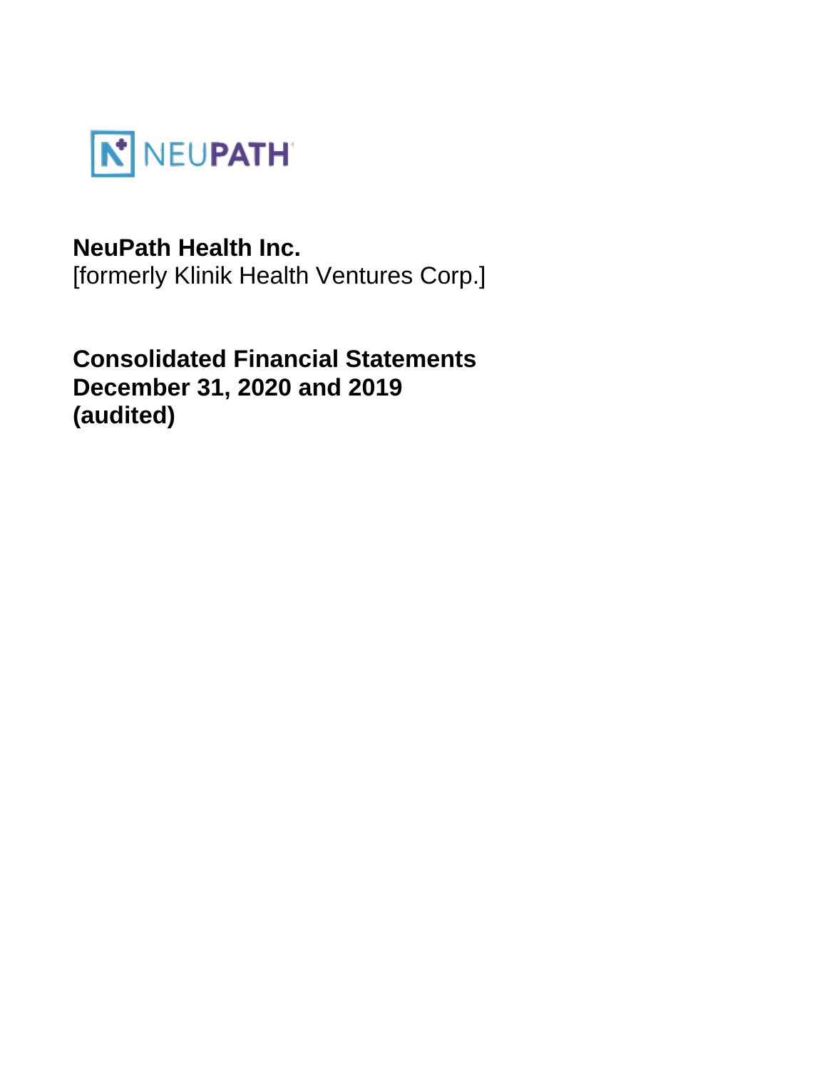NEUPATH

**NeuPath Health Inc.**
[formerly Klinik Health Ventures Corp.]

**Consolidated Financial Statements**
**December 31, 2020 and 2019**
**(audited)**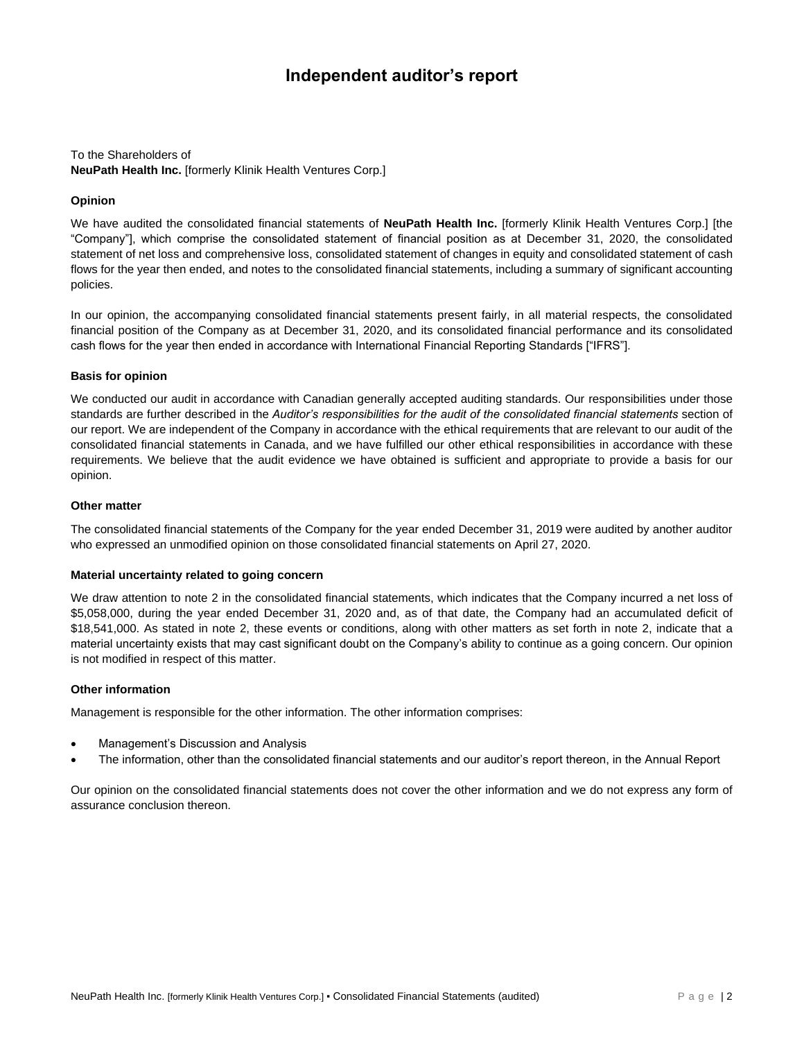# Independent auditor's report

To the Shareholders of
**NeuPath Health Inc.** [formerly Klinik Health Ventures Corp.]

### Opinion

We have audited the consolidated financial statements of **NeuPath Health Inc.** [formerly Klinik Health Ventures Corp.] [the "Company"], which comprise the consolidated statement of financial position as at December 31, 2020, the consolidated statement of net loss and comprehensive loss, consolidated statement of changes in equity and consolidated statement of cash flows for the year then ended, and notes to the consolidated financial statements, including a summary of significant accounting policies.

In our opinion, the accompanying consolidated financial statements present fairly, in all material respects, the consolidated financial position of the Company as at December 31, 2020, and its consolidated financial performance and its consolidated cash flows for the year then ended in accordance with International Financial Reporting Standards ["IFRS"].

### Basis for opinion

We conducted our audit in accordance with Canadian generally accepted auditing standards. Our responsibilities under those standards are further described in the *Auditor's responsibilities for the audit of the consolidated financial statements* section of our report. We are independent of the Company in accordance with the ethical requirements that are relevant to our audit of the consolidated financial statements in Canada, and we have fulfilled our other ethical responsibilities in accordance with these requirements. We believe that the audit evidence we have obtained is sufficient and appropriate to provide a basis for our opinion.

### Other matter

The consolidated financial statements of the Company for the year ended December 31, 2019 were audited by another auditor who expressed an unmodified opinion on those consolidated financial statements on April 27, 2020.

### Material uncertainty related to going concern

We draw attention to note 2 in the consolidated financial statements, which indicates that the Company incurred a net loss of $5,058,000, during the year ended December 31, 2020 and, as of that date, the Company had an accumulated deficit of $18,541,000. As stated in note 2, these events or conditions, along with other matters as set forth in note 2, indicate that a material uncertainty exists that may cast significant doubt on the Company's ability to continue as a going concern. Our opinion is not modified in respect of this matter.

### Other information

Management is responsible for the other information. The other information comprises:

- Management's Discussion and Analysis
- The information, other than the consolidated financial statements and our auditor's report thereon, in the Annual Report

Our opinion on the consolidated financial statements does not cover the other information and we do not express any form of assurance conclusion thereon.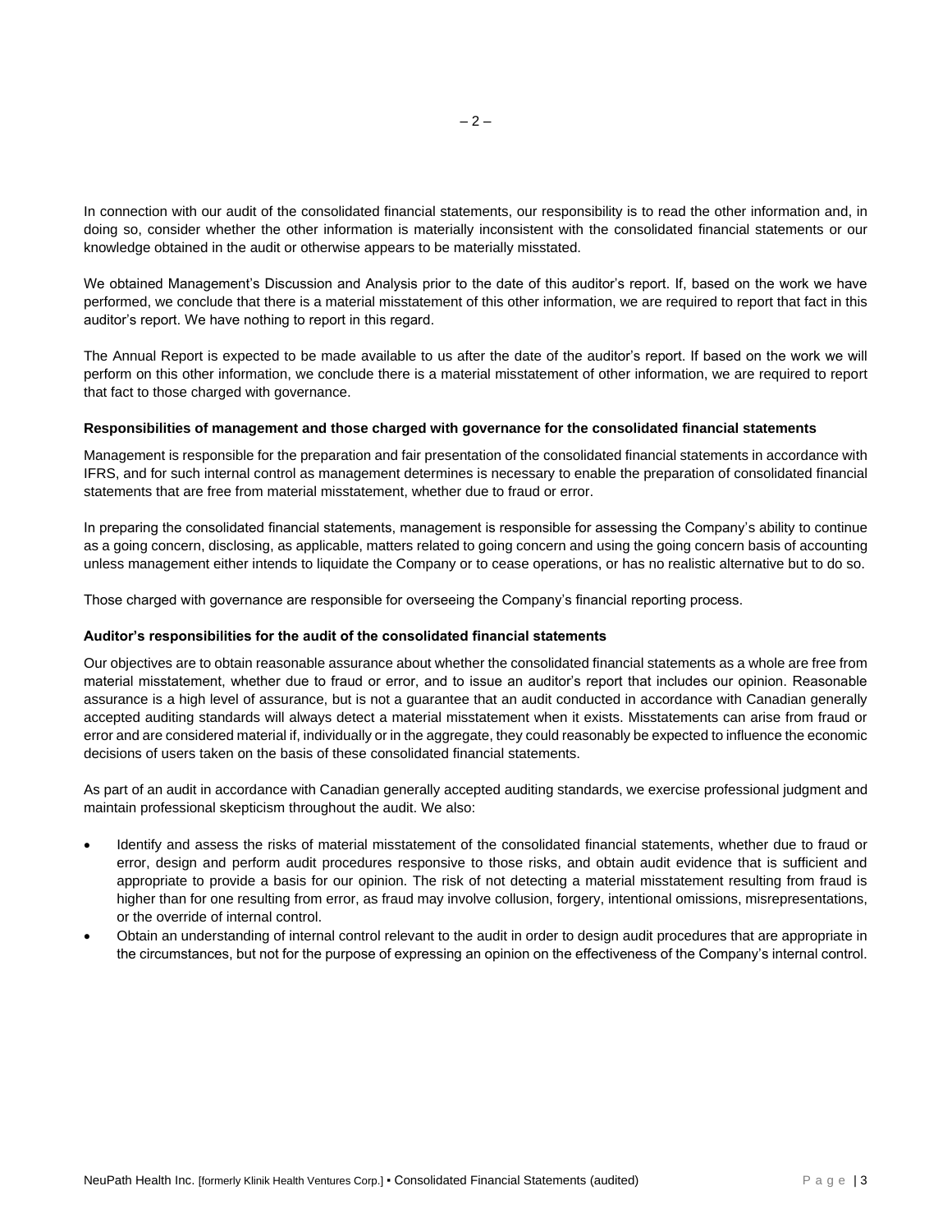In connection with our audit of the consolidated financial statements, our responsibility is to read the other information and, in doing so, consider whether the other information is materially inconsistent with the consolidated financial statements or our knowledge obtained in the audit or otherwise appears to be materially misstated.

We obtained Management's Discussion and Analysis prior to the date of this auditor's report. If, based on the work we have performed, we conclude that there is a material misstatement of this other information, we are required to report that fact in this auditor's report. We have nothing to report in this regard.

The Annual Report is expected to be made available to us after the date of the auditor's report. If based on the work we will perform on this other information, we conclude there is a material misstatement of other information, we are required to report that fact to those charged with governance.

**Responsibilities of management and those charged with governance for the consolidated financial statements**

Management is responsible for the preparation and fair presentation of the consolidated financial statements in accordance with IFRS, and for such internal control as management determines is necessary to enable the preparation of consolidated financial statements that are free from material misstatement, whether due to fraud or error.

In preparing the consolidated financial statements, management is responsible for assessing the Company's ability to continue as a going concern, disclosing, as applicable, matters related to going concern and using the going concern basis of accounting unless management either intends to liquidate the Company or to cease operations, or has no realistic alternative but to do so.

Those charged with governance are responsible for overseeing the Company's financial reporting process.

**Auditor's responsibilities for the audit of the consolidated financial statements**

Our objectives are to obtain reasonable assurance about whether the consolidated financial statements as a whole are free from material misstatement, whether due to fraud or error, and to issue an auditor's report that includes our opinion. Reasonable assurance is a high level of assurance, but is not a guarantee that an audit conducted in accordance with Canadian generally accepted auditing standards will always detect a material misstatement when it exists. Misstatements can arise from fraud or error and are considered material if, individually or in the aggregate, they could reasonably be expected to influence the economic decisions of users taken on the basis of these consolidated financial statements.

As part of an audit in accordance with Canadian generally accepted auditing standards, we exercise professional judgment and maintain professional skepticism throughout the audit. We also:

- Identify and assess the risks of material misstatement of the consolidated financial statements, whether due to fraud or error, design and perform audit procedures responsive to those risks, and obtain audit evidence that is sufficient and appropriate to provide a basis for our opinion. The risk of not detecting a material misstatement resulting from fraud is higher than for one resulting from error, as fraud may involve collusion, forgery, intentional omissions, misrepresentations, or the override of internal control.
- Obtain an understanding of internal control relevant to the audit in order to design audit procedures that are appropriate in the circumstances, but not for the purpose of expressing an opinion on the effectiveness of the Company's internal control.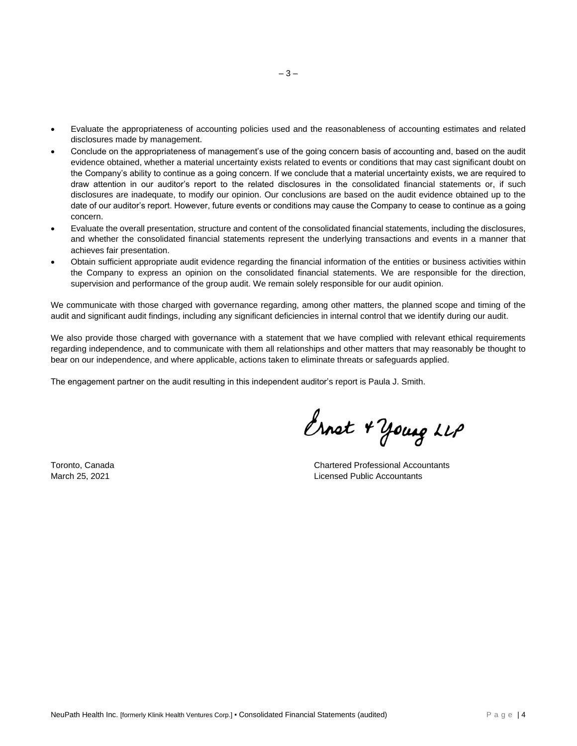- Evaluate the appropriateness of accounting policies used and the reasonableness of accounting estimates and related disclosures made by management.
- Conclude on the appropriateness of management's use of the going concern basis of accounting and, based on the audit evidence obtained, whether a material uncertainty exists related to events or conditions that may cast significant doubt on the Company's ability to continue as a going concern. If we conclude that a material uncertainty exists, we are required to draw attention in our auditor's report to the related disclosures in the consolidated financial statements or, if such disclosures are inadequate, to modify our opinion. Our conclusions are based on the audit evidence obtained up to the date of our auditor's report. However, future events or conditions may cause the Company to cease to continue as a going concern.
- Evaluate the overall presentation, structure and content of the consolidated financial statements, including the disclosures, and whether the consolidated financial statements represent the underlying transactions and events in a manner that achieves fair presentation.
- Obtain sufficient appropriate audit evidence regarding the financial information of the entities or business activities within the Company to express an opinion on the consolidated financial statements. We are responsible for the direction, supervision and performance of the group audit. We remain solely responsible for our audit opinion.

We communicate with those charged with governance regarding, among other matters, the planned scope and timing of the audit and significant audit findings, including any significant deficiencies in internal control that we identify during our audit.

We also provide those charged with governance with a statement that we have complied with relevant ethical requirements regarding independence, and to communicate with them all relationships and other matters that may reasonably be thought to bear on our independence, and where applicable, actions taken to eliminate threats or safeguards applied.

The engagement partner on the audit resulting in this independent auditor's report is Paula J. Smith.

Ernst & Young LLP

Toronto, Canada
March 25, 2021

Chartered Professional Accountants
Licensed Public Accountants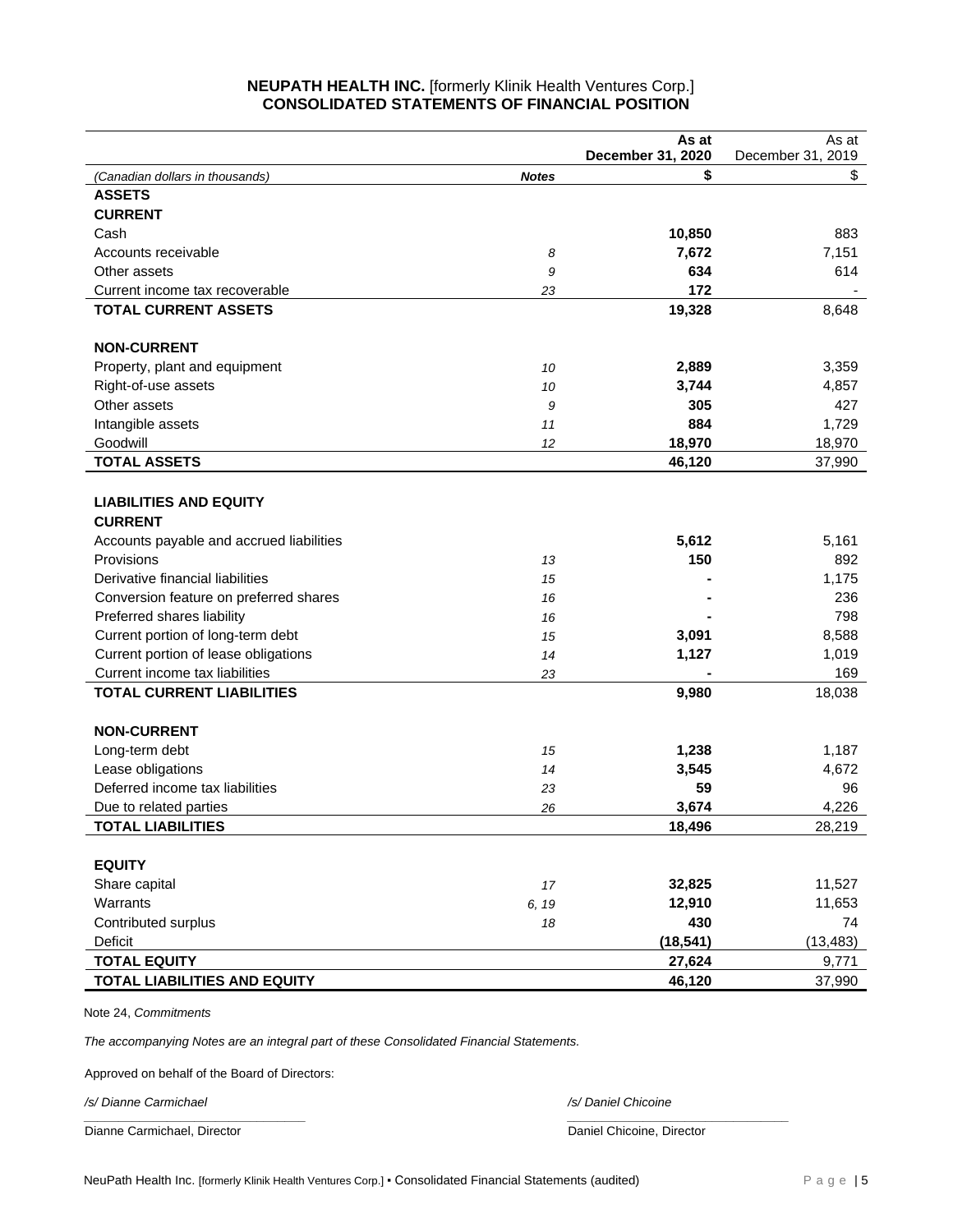**NEUPATH HEALTH INC.** [formerly Klinik Health Ventures Corp.]
**CONSOLIDATED STATEMENTS OF FINANCIAL POSITION**

| *(Canadian dollars in thousands)* | ***Notes*** | **As at December 31, 2020 $** | As at December 31, 2019 $ |
|---|---|---|---|
| **ASSETS** | | | |
| **CURRENT** | | | |
| Cash | | **10,850** | 883 |
| Accounts receivable | *8* | **7,672** | 7,151 |
| Other assets | *9* | **634** | 614 |
| Current income tax recoverable | *23* | **172** | - |
| **TOTAL CURRENT ASSETS** | | **19,328** | 8,648 |
| | | | |
| **NON-CURRENT** | | | |
| Property, plant and equipment | *10* | **2,889** | 3,359 |
| Right-of-use assets | *10* | **3,744** | 4,857 |
| Other assets | *9* | **305** | 427 |
| Intangible assets | *11* | **884** | 1,729 |
| Goodwill | *12* | **18,970** | 18,970 |
| **TOTAL ASSETS** | | **46,120** | 37,990 |
| | | | |
| **LIABILITIES AND EQUITY** | | | |
| **CURRENT** | | | |
| Accounts payable and accrued liabilities | | **5,612** | 5,161 |
| Provisions | *13* | **150** | 892 |
| Derivative financial liabilities | *15* | **-** | 1,175 |
| Conversion feature on preferred shares | *16* | **-** | 236 |
| Preferred shares liability | *16* | **-** | 798 |
| Current portion of long-term debt | *15* | **3,091** | 8,588 |
| Current portion of lease obligations | *14* | **1,127** | 1,019 |
| Current income tax liabilities | *23* | **-** | 169 |
| **TOTAL CURRENT LIABILITIES** | | **9,980** | 18,038 |
| | | | |
| **NON-CURRENT** | | | |
| Long-term debt | *15* | **1,238** | 1,187 |
| Lease obligations | *14* | **3,545** | 4,672 |
| Deferred income tax liabilities | *23* | **59** | 96 |
| Due to related parties | *26* | **3,674** | 4,226 |
| **TOTAL LIABILITIES** | | **18,496** | 28,219 |
| | | | |
| **EQUITY** | | | |
| Share capital | *17* | **32,825** | 11,527 |
| Warrants | *6, 19* | **12,910** | 11,653 |
| Contributed surplus | *18* | **430** | 74 |
| Deficit | | **(18,541)** | (13,483) |
| **TOTAL EQUITY** | | **27,624** | 9,771 |
| **TOTAL LIABILITIES AND EQUITY** | | **46,120** | 37,990 |

Note 24, *Commitments*

*The accompanying Notes are an integral part of these Consolidated Financial Statements.*

Approved on behalf of the Board of Directors:

*/s/ Dianne Carmichael*
Dianne Carmichael, Director

*/s/ Daniel Chicoine*
Daniel Chicoine, Director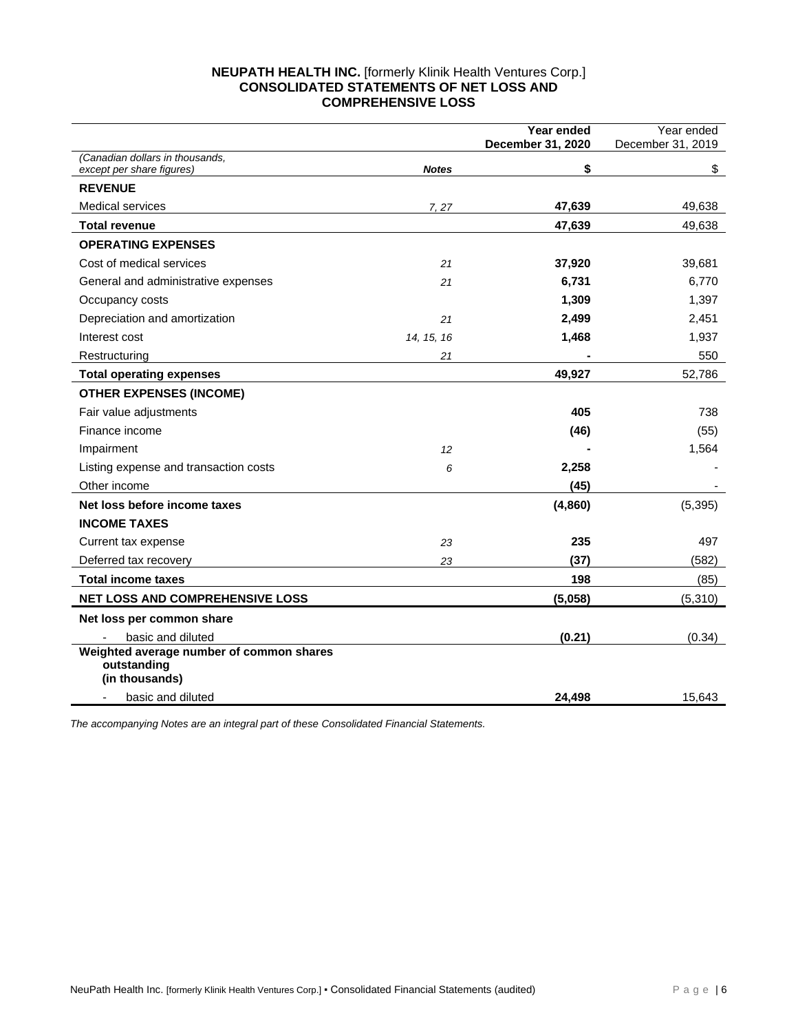**NEUPATH HEALTH INC.** [formerly Klinik Health Ventures Corp.]
**CONSOLIDATED STATEMENTS OF NET LOSS AND COMPREHENSIVE LOSS**

| *(Canadian dollars in thousands, except per share figures)* | ***Notes*** | **Year ended December 31, 2020** **$** | Year ended December 31, 2019 $ |
|---|---|---|---|
| **REVENUE** | | | |
| Medical services | *7, 27* | **47,639** | 49,638 |
| **Total revenue** | | **47,639** | 49,638 |
| **OPERATING EXPENSES** | | | |
| Cost of medical services | *21* | **37,920** | 39,681 |
| General and administrative expenses | *21* | **6,731** | 6,770 |
| Occupancy costs | | **1,309** | 1,397 |
| Depreciation and amortization | *21* | **2,499** | 2,451 |
| Interest cost | *14, 15, 16* | **1,468** | 1,937 |
| Restructuring | *21* | **-** | 550 |
| **Total operating expenses** | | **49,927** | 52,786 |
| **OTHER EXPENSES (INCOME)** | | | |
| Fair value adjustments | | **405** | 738 |
| Finance income | | **(46)** | (55) |
| Impairment | *12* | **-** | 1,564 |
| Listing expense and transaction costs | *6* | **2,258** | - |
| Other income | | **(45)** | - |
| **Net loss before income taxes** | | **(4,860)** | (5,395) |
| **INCOME TAXES** | | | |
| Current tax expense | *23* | **235** | 497 |
| Deferred tax recovery | *23* | **(37)** | (582) |
| **Total income taxes** | | **198** | (85) |
| **NET LOSS AND COMPREHENSIVE LOSS** | | **(5,058)** | (5,310) |
| **Net loss per common share** | | | |
| - basic and diluted | | **(0.21)** | (0.34) |
| **Weighted average number of common shares outstanding (in thousands)** | | | |
| - basic and diluted | | **24,498** | 15,643 |

*The accompanying Notes are an integral part of these Consolidated Financial Statements.*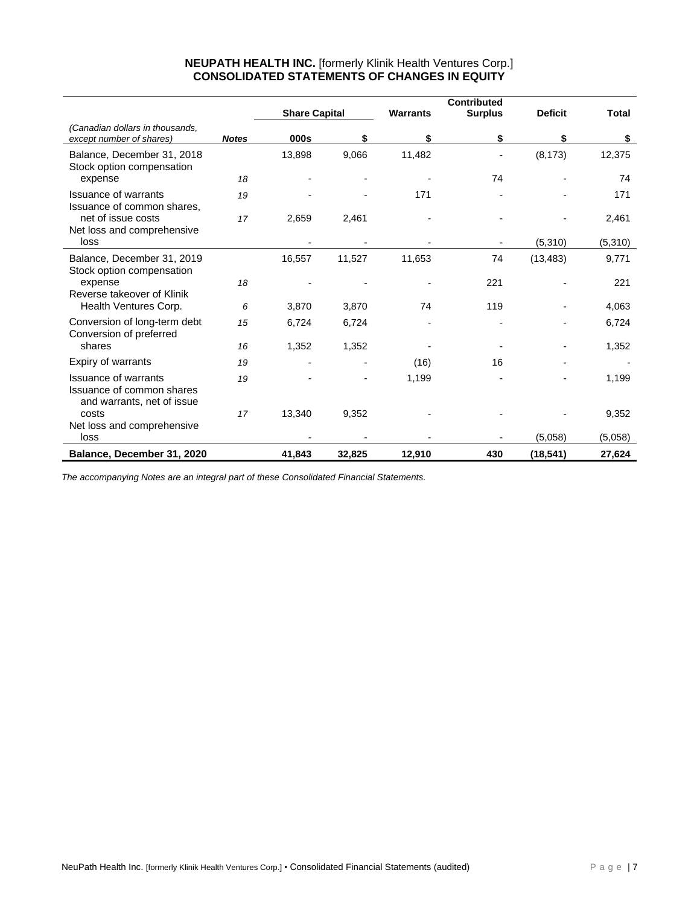**NEUPATH HEALTH INC.** [formerly Klinik Health Ventures Corp.]
**CONSOLIDATED STATEMENTS OF CHANGES IN EQUITY**

| | | Share Capital | | Warrants | Contributed Surplus | Deficit | Total |
|---|---|---|---|---|---|---|---|
| *(Canadian dollars in thousands, except number of shares)* | ***Notes*** | **000s** | **$** | **$** | **$** | **$** | **$** |
| Balance, December 31, 2018 | | 13,898 | 9,066 | 11,482 | - | (8,173) | 12,375 |
| Stock option compensation expense | *18* | - | - | - | 74 | - | 74 |
| Issuance of warrants | *19* | - | - | 171 | - | - | 171 |
| Issuance of common shares, net of issue costs | *17* | 2,659 | 2,461 | - | - | - | 2,461 |
| Net loss and comprehensive loss | | - | - | - | - | (5,310) | (5,310) |
| Balance, December 31, 2019 | | 16,557 | 11,527 | 11,653 | 74 | (13,483) | 9,771 |
| Stock option compensation expense | *18* | - | - | - | 221 | - | 221 |
| Reverse takeover of Klinik Health Ventures Corp. | *6* | 3,870 | 3,870 | 74 | 119 | - | 4,063 |
| Conversion of long-term debt | *15* | 6,724 | 6,724 | - | - | - | 6,724 |
| Conversion of preferred shares | *16* | 1,352 | 1,352 | - | - | - | 1,352 |
| Expiry of warrants | *19* | - | - | (16) | 16 | - | - |
| Issuance of warrants | *19* | - | - | 1,199 | - | - | 1,199 |
| Issuance of common shares and warrants, net of issue costs | *17* | 13,340 | 9,352 | - | - | - | 9,352 |
| Net loss and comprehensive loss | | - | - | - | - | (5,058) | (5,058) |
| **Balance, December 31, 2020** | | **41,843** | **32,825** | **12,910** | **430** | **(18,541)** | **27,624** |

*The accompanying Notes are an integral part of these Consolidated Financial Statements.*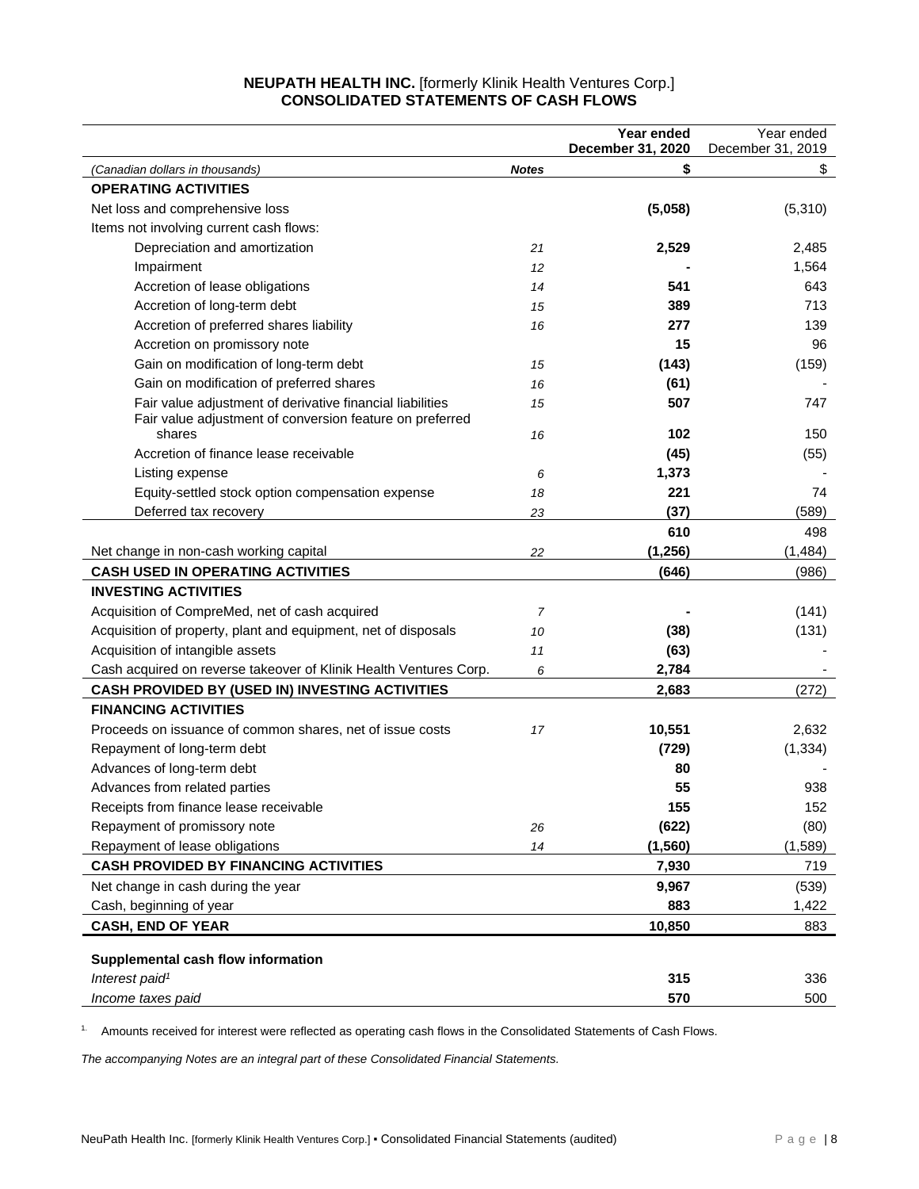**NEUPATH HEALTH INC.** [formerly Klinik Health Ventures Corp.]
**CONSOLIDATED STATEMENTS OF CASH FLOWS**

| (Canadian dollars in thousands) | Notes | Year ended December 31, 2020 $ | Year ended December 31, 2019 $ |
|---|---|---|---|
| **OPERATING ACTIVITIES** | | | |
| Net loss and comprehensive loss | | **(5,058)** | (5,310) |
| Items not involving current cash flows: | | | |
| Depreciation and amortization | 21 | **2,529** | 2,485 |
| Impairment | 12 | **-** | 1,564 |
| Accretion of lease obligations | 14 | **541** | 643 |
| Accretion of long-term debt | 15 | **389** | 713 |
| Accretion of preferred shares liability | 16 | **277** | 139 |
| Accretion on promissory note | | **15** | 96 |
| Gain on modification of long-term debt | 15 | **(143)** | (159) |
| Gain on modification of preferred shares | 16 | **(61)** | - |
| Fair value adjustment of derivative financial liabilities | 15 | **507** | 747 |
| Fair value adjustment of conversion feature on preferred shares | 16 | **102** | 150 |
| Accretion of finance lease receivable | | **(45)** | (55) |
| Listing expense | 6 | **1,373** | - |
| Equity-settled stock option compensation expense | 18 | **221** | 74 |
| Deferred tax recovery | 23 | **(37)** | (589) |
| | | **610** | 498 |
| Net change in non-cash working capital | 22 | **(1,256)** | (1,484) |
| **CASH USED IN OPERATING ACTIVITIES** | | **(646)** | (986) |
| **INVESTING ACTIVITIES** | | | |
| Acquisition of CompreMed, net of cash acquired | 7 | **-** | (141) |
| Acquisition of property, plant and equipment, net of disposals | 10 | **(38)** | (131) |
| Acquisition of intangible assets | 11 | **(63)** | - |
| Cash acquired on reverse takeover of Klinik Health Ventures Corp. | 6 | **2,784** | - |
| **CASH PROVIDED BY (USED IN) INVESTING ACTIVITIES** | | **2,683** | (272) |
| **FINANCING ACTIVITIES** | | | |
| Proceeds on issuance of common shares, net of issue costs | 17 | **10,551** | 2,632 |
| Repayment of long-term debt | | **(729)** | (1,334) |
| Advances of long-term debt | | **80** | - |
| Advances from related parties | | **55** | 938 |
| Receipts from finance lease receivable | | **155** | 152 |
| Repayment of promissory note | 26 | **(622)** | (80) |
| Repayment of lease obligations | 14 | **(1,560)** | (1,589) |
| **CASH PROVIDED BY FINANCING ACTIVITIES** | | **7,930** | 719 |
| Net change in cash during the year | | **9,967** | (539) |
| Cash, beginning of year | | **883** | 1,422 |
| **CASH, END OF YEAR** | | **10,850** | 883 |
| | | | |
| **Supplemental cash flow information** | | | |
| *Interest paid*[1] | | **315** | 336 |
| *Income taxes paid* | | **570** | 500 |

1. Amounts received for interest were reflected as operating cash flows in the Consolidated Statements of Cash Flows.

*The accompanying Notes are an integral part of these Consolidated Financial Statements.*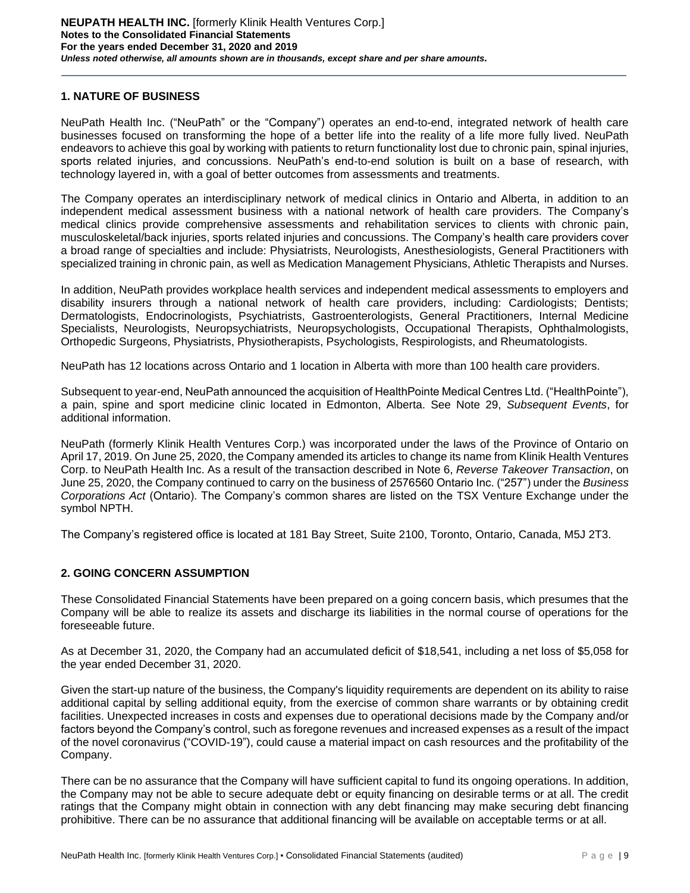## 1. NATURE OF BUSINESS

NeuPath Health Inc. ("NeuPath" or the "Company") operates an end-to-end, integrated network of health care businesses focused on transforming the hope of a better life into the reality of a life more fully lived. NeuPath endeavors to achieve this goal by working with patients to return functionality lost due to chronic pain, spinal injuries, sports related injuries, and concussions. NeuPath's end-to-end solution is built on a base of research, with technology layered in, with a goal of better outcomes from assessments and treatments.

The Company operates an interdisciplinary network of medical clinics in Ontario and Alberta, in addition to an independent medical assessment business with a national network of health care providers. The Company's medical clinics provide comprehensive assessments and rehabilitation services to clients with chronic pain, musculoskeletal/back injuries, sports related injuries and concussions. The Company's health care providers cover a broad range of specialties and include: Physiatrists, Neurologists, Anesthesiologists, General Practitioners with specialized training in chronic pain, as well as Medication Management Physicians, Athletic Therapists and Nurses.

In addition, NeuPath provides workplace health services and independent medical assessments to employers and disability insurers through a national network of health care providers, including: Cardiologists; Dentists; Dermatologists, Endocrinologists, Psychiatrists, Gastroenterologists, General Practitioners, Internal Medicine Specialists, Neurologists, Neuropsychiatrists, Neuropsychologists, Occupational Therapists, Ophthalmologists, Orthopedic Surgeons, Physiatrists, Physiotherapists, Psychologists, Respirologists, and Rheumatologists.

NeuPath has 12 locations across Ontario and 1 location in Alberta with more than 100 health care providers.

Subsequent to year-end, NeuPath announced the acquisition of HealthPointe Medical Centres Ltd. ("HealthPointe"), a pain, spine and sport medicine clinic located in Edmonton, Alberta. See Note 29, *Subsequent Events*, for additional information.

NeuPath (formerly Klinik Health Ventures Corp.) was incorporated under the laws of the Province of Ontario on April 17, 2019. On June 25, 2020, the Company amended its articles to change its name from Klinik Health Ventures Corp. to NeuPath Health Inc. As a result of the transaction described in Note 6, *Reverse Takeover Transaction*, on June 25, 2020, the Company continued to carry on the business of 2576560 Ontario Inc. ("257") under the *Business Corporations Act* (Ontario). The Company's common shares are listed on the TSX Venture Exchange under the symbol NPTH.

The Company's registered office is located at 181 Bay Street, Suite 2100, Toronto, Ontario, Canada, M5J 2T3.

## 2. GOING CONCERN ASSUMPTION

These Consolidated Financial Statements have been prepared on a going concern basis, which presumes that the Company will be able to realize its assets and discharge its liabilities in the normal course of operations for the foreseeable future.

As at December 31, 2020, the Company had an accumulated deficit of $18,541, including a net loss of $5,058 for the year ended December 31, 2020.

Given the start-up nature of the business, the Company's liquidity requirements are dependent on its ability to raise additional capital by selling additional equity, from the exercise of common share warrants or by obtaining credit facilities. Unexpected increases in costs and expenses due to operational decisions made by the Company and/or factors beyond the Company's control, such as foregone revenues and increased expenses as a result of the impact of the novel coronavirus ("COVID-19"), could cause a material impact on cash resources and the profitability of the Company.

There can be no assurance that the Company will have sufficient capital to fund its ongoing operations. In addition, the Company may not be able to secure adequate debt or equity financing on desirable terms or at all. The credit ratings that the Company might obtain in connection with any debt financing may make securing debt financing prohibitive. There can be no assurance that additional financing will be available on acceptable terms or at all.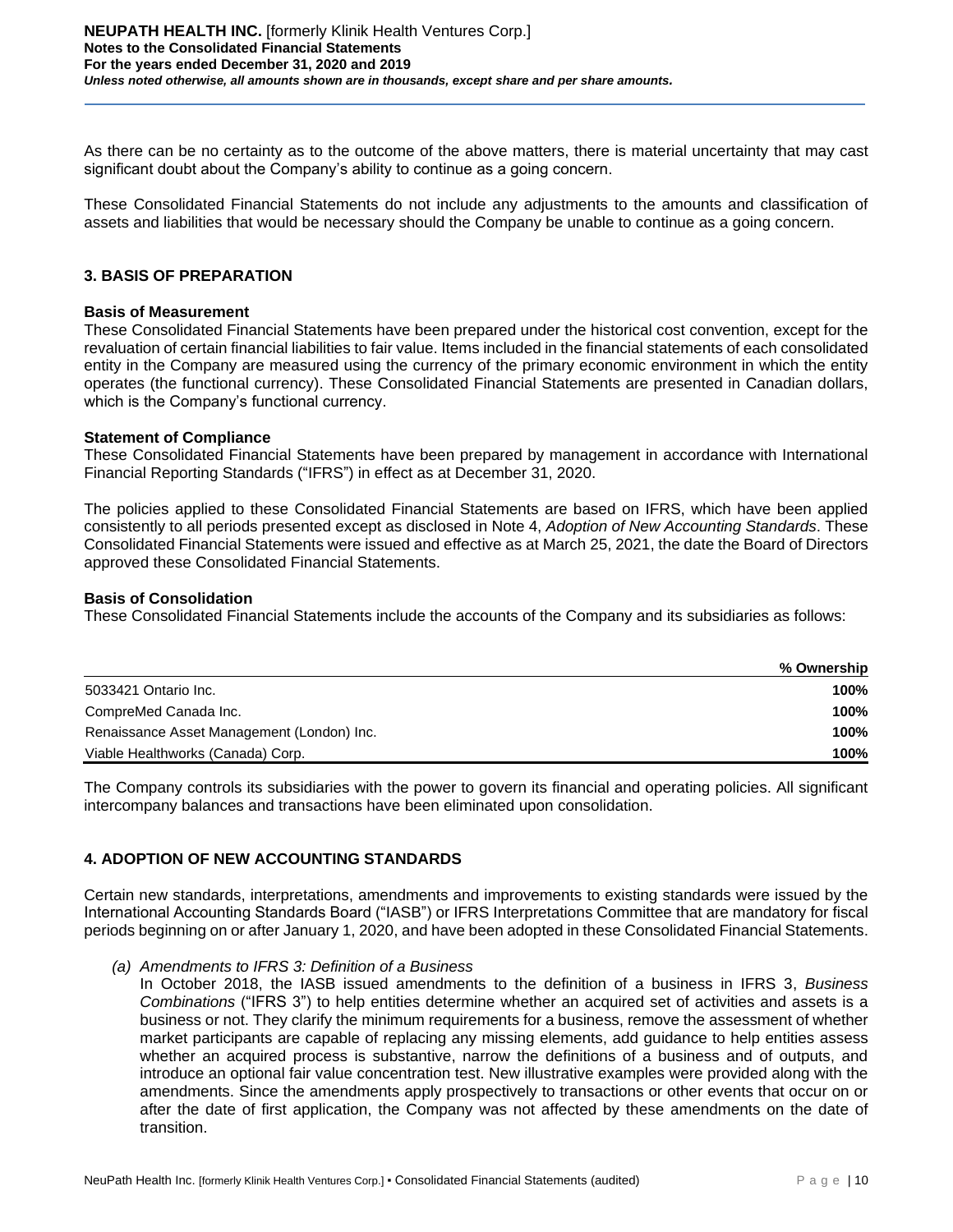As there can be no certainty as to the outcome of the above matters, there is material uncertainty that may cast significant doubt about the Company's ability to continue as a going concern.

These Consolidated Financial Statements do not include any adjustments to the amounts and classification of assets and liabilities that would be necessary should the Company be unable to continue as a going concern.

## 3. BASIS OF PREPARATION

**Basis of Measurement**

These Consolidated Financial Statements have been prepared under the historical cost convention, except for the revaluation of certain financial liabilities to fair value. Items included in the financial statements of each consolidated entity in the Company are measured using the currency of the primary economic environment in which the entity operates (the functional currency). These Consolidated Financial Statements are presented in Canadian dollars, which is the Company's functional currency.

**Statement of Compliance**

These Consolidated Financial Statements have been prepared by management in accordance with International Financial Reporting Standards ("IFRS") in effect as at December 31, 2020.

The policies applied to these Consolidated Financial Statements are based on IFRS, which have been applied consistently to all periods presented except as disclosed in Note 4, *Adoption of New Accounting Standards*. These Consolidated Financial Statements were issued and effective as at March 25, 2021, the date the Board of Directors approved these Consolidated Financial Statements.

**Basis of Consolidation**

These Consolidated Financial Statements include the accounts of the Company and its subsidiaries as follows:

| | % Ownership |
|---|---|
| 5033421 Ontario Inc. | **100%** |
| CompreMed Canada Inc. | **100%** |
| Renaissance Asset Management (London) Inc. | **100%** |
| Viable Healthworks (Canada) Corp. | **100%** |

The Company controls its subsidiaries with the power to govern its financial and operating policies. All significant intercompany balances and transactions have been eliminated upon consolidation.

## 4. ADOPTION OF NEW ACCOUNTING STANDARDS

Certain new standards, interpretations, amendments and improvements to existing standards were issued by the International Accounting Standards Board ("IASB") or IFRS Interpretations Committee that are mandatory for fiscal periods beginning on or after January 1, 2020, and have been adopted in these Consolidated Financial Statements.

*(a) Amendments to IFRS 3: Definition of a Business*

In October 2018, the IASB issued amendments to the definition of a business in IFRS 3, *Business Combinations* ("IFRS 3") to help entities determine whether an acquired set of activities and assets is a business or not. They clarify the minimum requirements for a business, remove the assessment of whether market participants are capable of replacing any missing elements, add guidance to help entities assess whether an acquired process is substantive, narrow the definitions of a business and of outputs, and introduce an optional fair value concentration test. New illustrative examples were provided along with the amendments. Since the amendments apply prospectively to transactions or other events that occur on or after the date of first application, the Company was not affected by these amendments on the date of transition.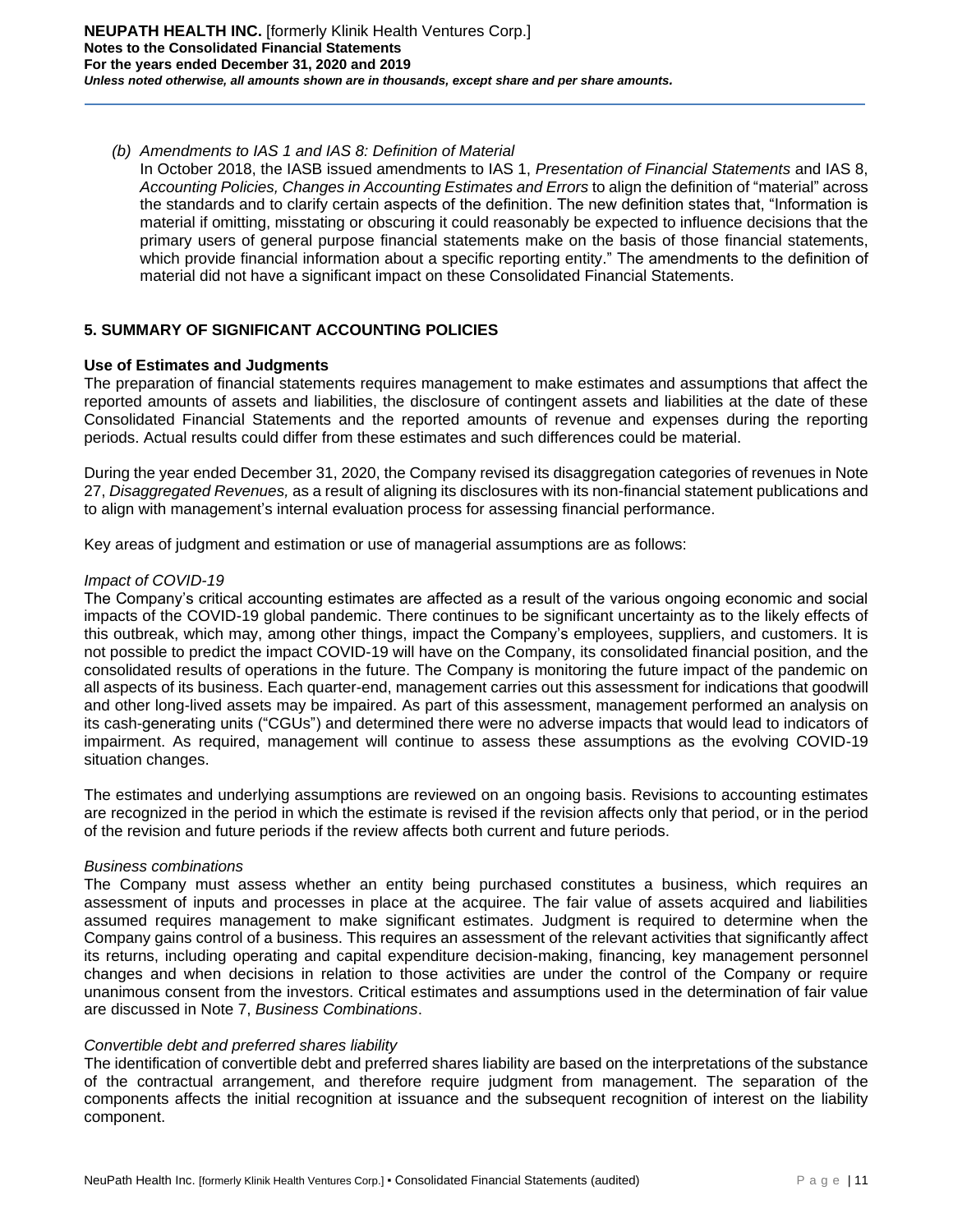*(b) Amendments to IAS 1 and IAS 8: Definition of Material*

In October 2018, the IASB issued amendments to IAS 1, *Presentation of Financial Statements* and IAS 8, *Accounting Policies, Changes in Accounting Estimates and Errors* to align the definition of "material" across the standards and to clarify certain aspects of the definition. The new definition states that, "Information is material if omitting, misstating or obscuring it could reasonably be expected to influence decisions that the primary users of general purpose financial statements make on the basis of those financial statements, which provide financial information about a specific reporting entity." The amendments to the definition of material did not have a significant impact on these Consolidated Financial Statements.

## 5. SUMMARY OF SIGNIFICANT ACCOUNTING POLICIES

### Use of Estimates and Judgments

The preparation of financial statements requires management to make estimates and assumptions that affect the reported amounts of assets and liabilities, the disclosure of contingent assets and liabilities at the date of these Consolidated Financial Statements and the reported amounts of revenue and expenses during the reporting periods. Actual results could differ from these estimates and such differences could be material.

During the year ended December 31, 2020, the Company revised its disaggregation categories of revenues in Note 27, *Disaggregated Revenues,* as a result of aligning its disclosures with its non-financial statement publications and to align with management's internal evaluation process for assessing financial performance.

Key areas of judgment and estimation or use of managerial assumptions are as follows:

*Impact of COVID-19*

The Company's critical accounting estimates are affected as a result of the various ongoing economic and social impacts of the COVID-19 global pandemic. There continues to be significant uncertainty as to the likely effects of this outbreak, which may, among other things, impact the Company's employees, suppliers, and customers. It is not possible to predict the impact COVID-19 will have on the Company, its consolidated financial position, and the consolidated results of operations in the future. The Company is monitoring the future impact of the pandemic on all aspects of its business. Each quarter-end, management carries out this assessment for indications that goodwill and other long-lived assets may be impaired. As part of this assessment, management performed an analysis on its cash-generating units ("CGUs") and determined there were no adverse impacts that would lead to indicators of impairment. As required, management will continue to assess these assumptions as the evolving COVID-19 situation changes.

The estimates and underlying assumptions are reviewed on an ongoing basis. Revisions to accounting estimates are recognized in the period in which the estimate is revised if the revision affects only that period, or in the period of the revision and future periods if the review affects both current and future periods.

*Business combinations*

The Company must assess whether an entity being purchased constitutes a business, which requires an assessment of inputs and processes in place at the acquiree. The fair value of assets acquired and liabilities assumed requires management to make significant estimates. Judgment is required to determine when the Company gains control of a business. This requires an assessment of the relevant activities that significantly affect its returns, including operating and capital expenditure decision-making, financing, key management personnel changes and when decisions in relation to those activities are under the control of the Company or require unanimous consent from the investors. Critical estimates and assumptions used in the determination of fair value are discussed in Note 7, *Business Combinations*.

*Convertible debt and preferred shares liability*

The identification of convertible debt and preferred shares liability are based on the interpretations of the substance of the contractual arrangement, and therefore require judgment from management. The separation of the components affects the initial recognition at issuance and the subsequent recognition of interest on the liability component.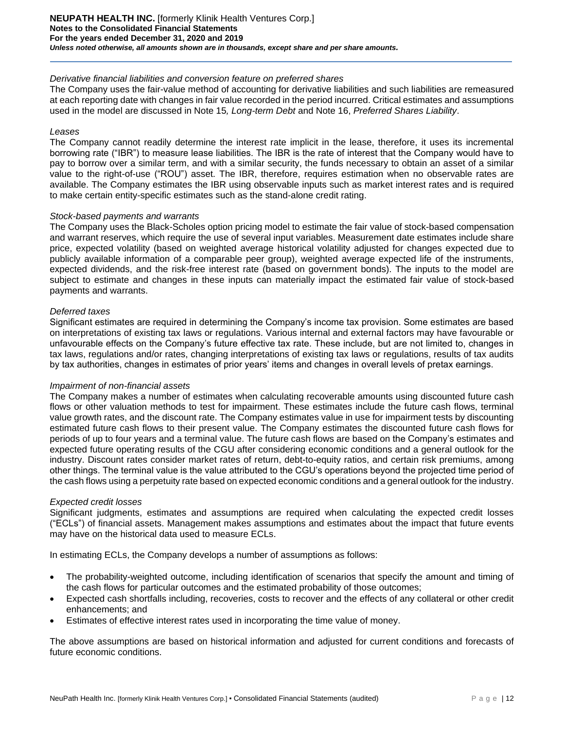*Derivative financial liabilities and conversion feature on preferred shares*

The Company uses the fair-value method of accounting for derivative liabilities and such liabilities are remeasured at each reporting date with changes in fair value recorded in the period incurred. Critical estimates and assumptions used in the model are discussed in Note 15*, Long-term Debt* and Note 16, *Preferred Shares Liability*.

*Leases*

The Company cannot readily determine the interest rate implicit in the lease, therefore, it uses its incremental borrowing rate ("IBR") to measure lease liabilities. The IBR is the rate of interest that the Company would have to pay to borrow over a similar term, and with a similar security, the funds necessary to obtain an asset of a similar value to the right-of-use ("ROU") asset. The IBR, therefore, requires estimation when no observable rates are available. The Company estimates the IBR using observable inputs such as market interest rates and is required to make certain entity-specific estimates such as the stand-alone credit rating.

*Stock-based payments and warrants*

The Company uses the Black-Scholes option pricing model to estimate the fair value of stock-based compensation and warrant reserves, which require the use of several input variables. Measurement date estimates include share price, expected volatility (based on weighted average historical volatility adjusted for changes expected due to publicly available information of a comparable peer group), weighted average expected life of the instruments, expected dividends, and the risk-free interest rate (based on government bonds). The inputs to the model are subject to estimate and changes in these inputs can materially impact the estimated fair value of stock-based payments and warrants.

*Deferred taxes*

Significant estimates are required in determining the Company's income tax provision. Some estimates are based on interpretations of existing tax laws or regulations. Various internal and external factors may have favourable or unfavourable effects on the Company's future effective tax rate. These include, but are not limited to, changes in tax laws, regulations and/or rates, changing interpretations of existing tax laws or regulations, results of tax audits by tax authorities, changes in estimates of prior years' items and changes in overall levels of pretax earnings.

*Impairment of non-financial assets*

The Company makes a number of estimates when calculating recoverable amounts using discounted future cash flows or other valuation methods to test for impairment. These estimates include the future cash flows, terminal value growth rates, and the discount rate. The Company estimates value in use for impairment tests by discounting estimated future cash flows to their present value. The Company estimates the discounted future cash flows for periods of up to four years and a terminal value. The future cash flows are based on the Company's estimates and expected future operating results of the CGU after considering economic conditions and a general outlook for the industry. Discount rates consider market rates of return, debt-to-equity ratios, and certain risk premiums, among other things. The terminal value is the value attributed to the CGU's operations beyond the projected time period of the cash flows using a perpetuity rate based on expected economic conditions and a general outlook for the industry.

*Expected credit losses*

Significant judgments, estimates and assumptions are required when calculating the expected credit losses ("ECLs") of financial assets. Management makes assumptions and estimates about the impact that future events may have on the historical data used to measure ECLs.

In estimating ECLs, the Company develops a number of assumptions as follows:

- The probability-weighted outcome, including identification of scenarios that specify the amount and timing of the cash flows for particular outcomes and the estimated probability of those outcomes;
- Expected cash shortfalls including, recoveries, costs to recover and the effects of any collateral or other credit enhancements; and
- Estimates of effective interest rates used in incorporating the time value of money.

The above assumptions are based on historical information and adjusted for current conditions and forecasts of future economic conditions.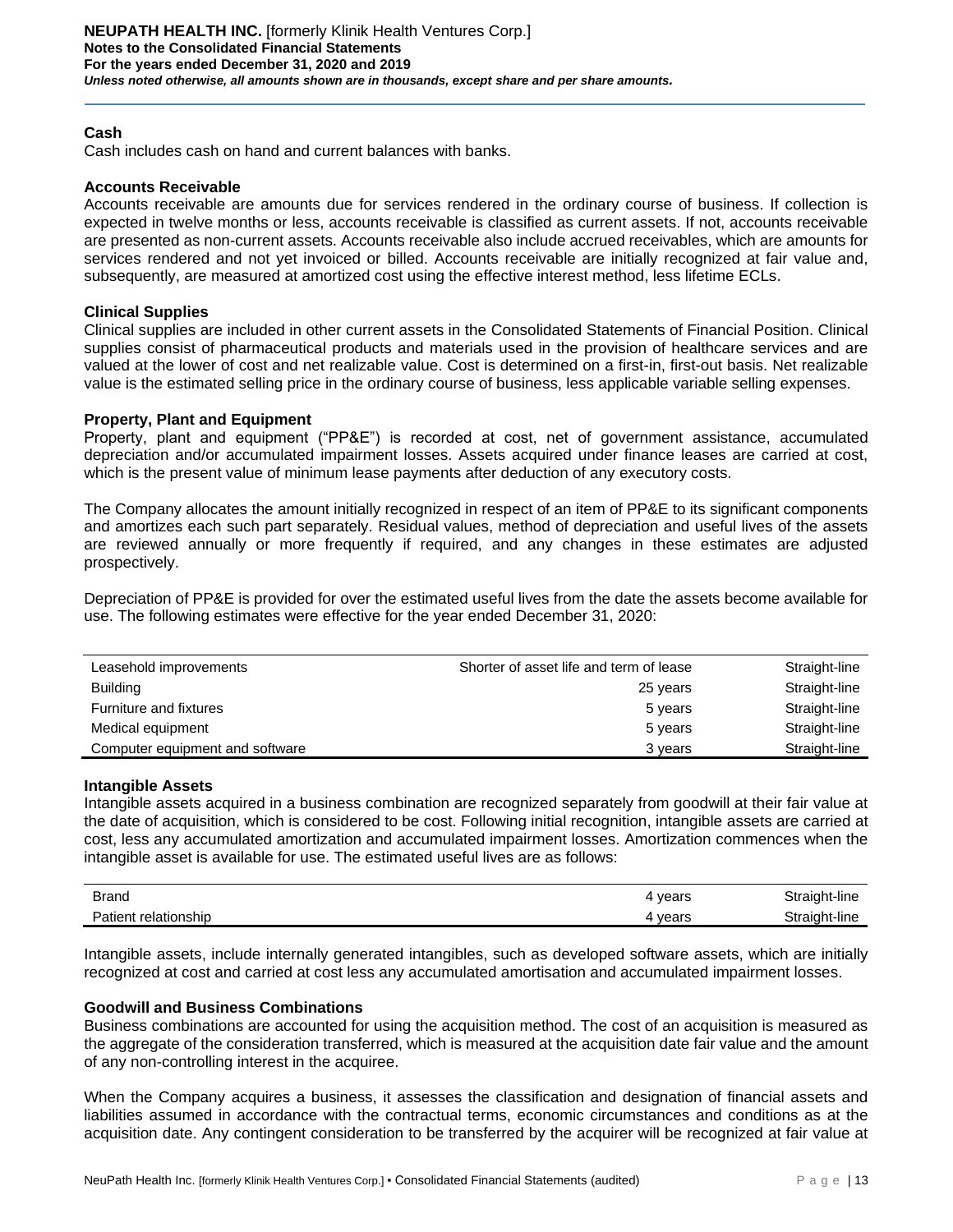### Cash

Cash includes cash on hand and current balances with banks.

### Accounts Receivable

Accounts receivable are amounts due for services rendered in the ordinary course of business. If collection is expected in twelve months or less, accounts receivable is classified as current assets. If not, accounts receivable are presented as non-current assets. Accounts receivable also include accrued receivables, which are amounts for services rendered and not yet invoiced or billed. Accounts receivable are initially recognized at fair value and, subsequently, are measured at amortized cost using the effective interest method, less lifetime ECLs.

### Clinical Supplies

Clinical supplies are included in other current assets in the Consolidated Statements of Financial Position. Clinical supplies consist of pharmaceutical products and materials used in the provision of healthcare services and are valued at the lower of cost and net realizable value. Cost is determined on a first-in, first-out basis. Net realizable value is the estimated selling price in the ordinary course of business, less applicable variable selling expenses.

### Property, Plant and Equipment

Property, plant and equipment ("PP&E") is recorded at cost, net of government assistance, accumulated depreciation and/or accumulated impairment losses. Assets acquired under finance leases are carried at cost, which is the present value of minimum lease payments after deduction of any executory costs.

The Company allocates the amount initially recognized in respect of an item of PP&E to its significant components and amortizes each such part separately. Residual values, method of depreciation and useful lives of the assets are reviewed annually or more frequently if required, and any changes in these estimates are adjusted prospectively.

Depreciation of PP&E is provided for over the estimated useful lives from the date the assets become available for use. The following estimates were effective for the year ended December 31, 2020:

| | | |
|---|---|---|
| Leasehold improvements | Shorter of asset life and term of lease | Straight-line |
| Building | 25 years | Straight-line |
| Furniture and fixtures | 5 years | Straight-line |
| Medical equipment | 5 years | Straight-line |
| Computer equipment and software | 3 years | Straight-line |

### Intangible Assets

Intangible assets acquired in a business combination are recognized separately from goodwill at their fair value at the date of acquisition, which is considered to be cost. Following initial recognition, intangible assets are carried at cost, less any accumulated amortization and accumulated impairment losses. Amortization commences when the intangible asset is available for use. The estimated useful lives are as follows:

| | | |
|---|---|---|
| Brand | 4 years | Straight-line |
| Patient relationship | 4 years | Straight-line |

Intangible assets, include internally generated intangibles, such as developed software assets, which are initially recognized at cost and carried at cost less any accumulated amortisation and accumulated impairment losses.

### Goodwill and Business Combinations

Business combinations are accounted for using the acquisition method. The cost of an acquisition is measured as the aggregate of the consideration transferred, which is measured at the acquisition date fair value and the amount of any non-controlling interest in the acquiree.

When the Company acquires a business, it assesses the classification and designation of financial assets and liabilities assumed in accordance with the contractual terms, economic circumstances and conditions as at the acquisition date. Any contingent consideration to be transferred by the acquirer will be recognized at fair value at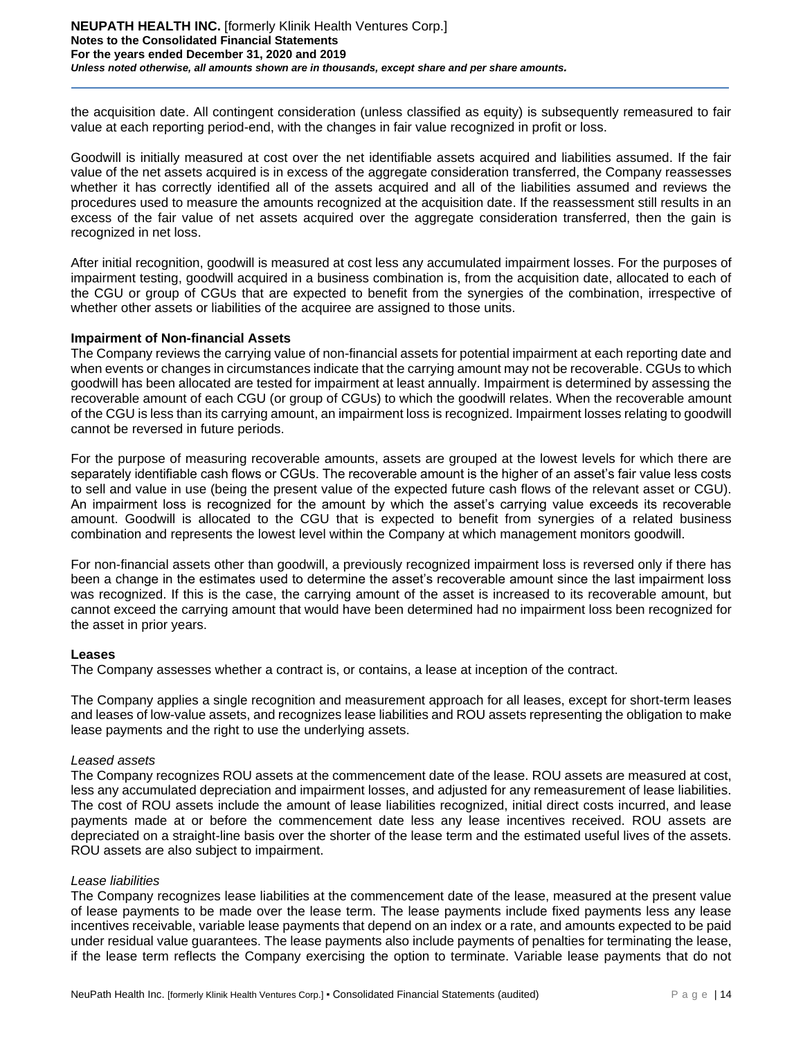the acquisition date. All contingent consideration (unless classified as equity) is subsequently remeasured to fair value at each reporting period-end, with the changes in fair value recognized in profit or loss.

Goodwill is initially measured at cost over the net identifiable assets acquired and liabilities assumed. If the fair value of the net assets acquired is in excess of the aggregate consideration transferred, the Company reassesses whether it has correctly identified all of the assets acquired and all of the liabilities assumed and reviews the procedures used to measure the amounts recognized at the acquisition date. If the reassessment still results in an excess of the fair value of net assets acquired over the aggregate consideration transferred, then the gain is recognized in net loss.

After initial recognition, goodwill is measured at cost less any accumulated impairment losses. For the purposes of impairment testing, goodwill acquired in a business combination is, from the acquisition date, allocated to each of the CGU or group of CGUs that are expected to benefit from the synergies of the combination, irrespective of whether other assets or liabilities of the acquiree are assigned to those units.

**Impairment of Non-financial Assets**

The Company reviews the carrying value of non-financial assets for potential impairment at each reporting date and when events or changes in circumstances indicate that the carrying amount may not be recoverable. CGUs to which goodwill has been allocated are tested for impairment at least annually. Impairment is determined by assessing the recoverable amount of each CGU (or group of CGUs) to which the goodwill relates. When the recoverable amount of the CGU is less than its carrying amount, an impairment loss is recognized. Impairment losses relating to goodwill cannot be reversed in future periods.

For the purpose of measuring recoverable amounts, assets are grouped at the lowest levels for which there are separately identifiable cash flows or CGUs. The recoverable amount is the higher of an asset's fair value less costs to sell and value in use (being the present value of the expected future cash flows of the relevant asset or CGU). An impairment loss is recognized for the amount by which the asset's carrying value exceeds its recoverable amount. Goodwill is allocated to the CGU that is expected to benefit from synergies of a related business combination and represents the lowest level within the Company at which management monitors goodwill.

For non-financial assets other than goodwill, a previously recognized impairment loss is reversed only if there has been a change in the estimates used to determine the asset's recoverable amount since the last impairment loss was recognized. If this is the case, the carrying amount of the asset is increased to its recoverable amount, but cannot exceed the carrying amount that would have been determined had no impairment loss been recognized for the asset in prior years.

**Leases**

The Company assesses whether a contract is, or contains, a lease at inception of the contract.

The Company applies a single recognition and measurement approach for all leases, except for short-term leases and leases of low-value assets, and recognizes lease liabilities and ROU assets representing the obligation to make lease payments and the right to use the underlying assets.

*Leased assets*

The Company recognizes ROU assets at the commencement date of the lease. ROU assets are measured at cost, less any accumulated depreciation and impairment losses, and adjusted for any remeasurement of lease liabilities. The cost of ROU assets include the amount of lease liabilities recognized, initial direct costs incurred, and lease payments made at or before the commencement date less any lease incentives received. ROU assets are depreciated on a straight-line basis over the shorter of the lease term and the estimated useful lives of the assets. ROU assets are also subject to impairment.

*Lease liabilities*

The Company recognizes lease liabilities at the commencement date of the lease, measured at the present value of lease payments to be made over the lease term. The lease payments include fixed payments less any lease incentives receivable, variable lease payments that depend on an index or a rate, and amounts expected to be paid under residual value guarantees. The lease payments also include payments of penalties for terminating the lease, if the lease term reflects the Company exercising the option to terminate. Variable lease payments that do not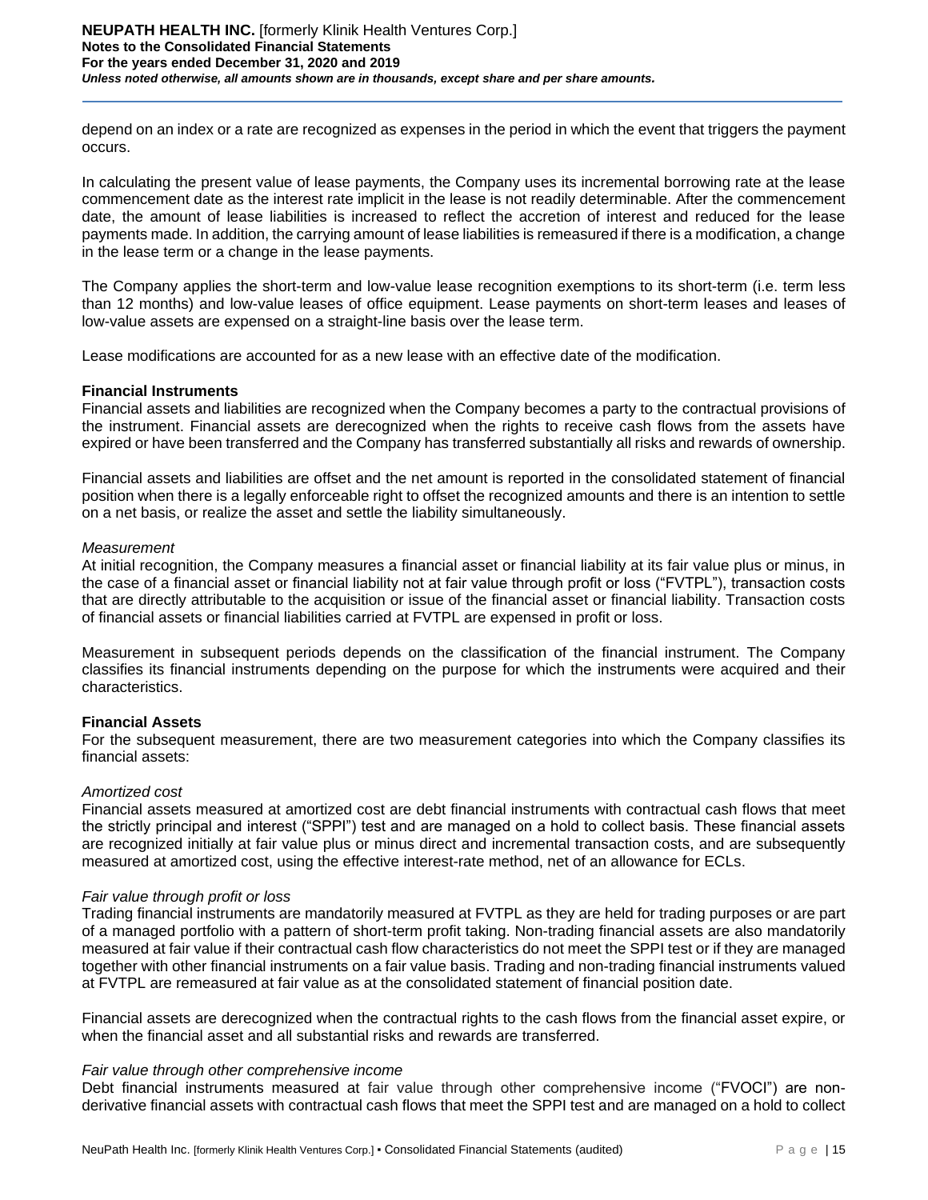depend on an index or a rate are recognized as expenses in the period in which the event that triggers the payment occurs.

In calculating the present value of lease payments, the Company uses its incremental borrowing rate at the lease commencement date as the interest rate implicit in the lease is not readily determinable. After the commencement date, the amount of lease liabilities is increased to reflect the accretion of interest and reduced for the lease payments made. In addition, the carrying amount of lease liabilities is remeasured if there is a modification, a change in the lease term or a change in the lease payments.

The Company applies the short-term and low-value lease recognition exemptions to its short-term (i.e. term less than 12 months) and low-value leases of office equipment. Lease payments on short-term leases and leases of low-value assets are expensed on a straight-line basis over the lease term.

Lease modifications are accounted for as a new lease with an effective date of the modification.

**Financial Instruments**

Financial assets and liabilities are recognized when the Company becomes a party to the contractual provisions of the instrument. Financial assets are derecognized when the rights to receive cash flows from the assets have expired or have been transferred and the Company has transferred substantially all risks and rewards of ownership.

Financial assets and liabilities are offset and the net amount is reported in the consolidated statement of financial position when there is a legally enforceable right to offset the recognized amounts and there is an intention to settle on a net basis, or realize the asset and settle the liability simultaneously.

*Measurement*

At initial recognition, the Company measures a financial asset or financial liability at its fair value plus or minus, in the case of a financial asset or financial liability not at fair value through profit or loss ("FVTPL"), transaction costs that are directly attributable to the acquisition or issue of the financial asset or financial liability. Transaction costs of financial assets or financial liabilities carried at FVTPL are expensed in profit or loss.

Measurement in subsequent periods depends on the classification of the financial instrument. The Company classifies its financial instruments depending on the purpose for which the instruments were acquired and their characteristics.

**Financial Assets**

For the subsequent measurement, there are two measurement categories into which the Company classifies its financial assets:

*Amortized cost*

Financial assets measured at amortized cost are debt financial instruments with contractual cash flows that meet the strictly principal and interest ("SPPI") test and are managed on a hold to collect basis. These financial assets are recognized initially at fair value plus or minus direct and incremental transaction costs, and are subsequently measured at amortized cost, using the effective interest-rate method, net of an allowance for ECLs.

*Fair value through profit or loss*

Trading financial instruments are mandatorily measured at FVTPL as they are held for trading purposes or are part of a managed portfolio with a pattern of short-term profit taking. Non-trading financial assets are also mandatorily measured at fair value if their contractual cash flow characteristics do not meet the SPPI test or if they are managed together with other financial instruments on a fair value basis. Trading and non-trading financial instruments valued at FVTPL are remeasured at fair value as at the consolidated statement of financial position date.

Financial assets are derecognized when the contractual rights to the cash flows from the financial asset expire, or when the financial asset and all substantial risks and rewards are transferred.

*Fair value through other comprehensive income*

Debt financial instruments measured at fair value through other comprehensive income ("FVOCI") are non-derivative financial assets with contractual cash flows that meet the SPPI test and are managed on a hold to collect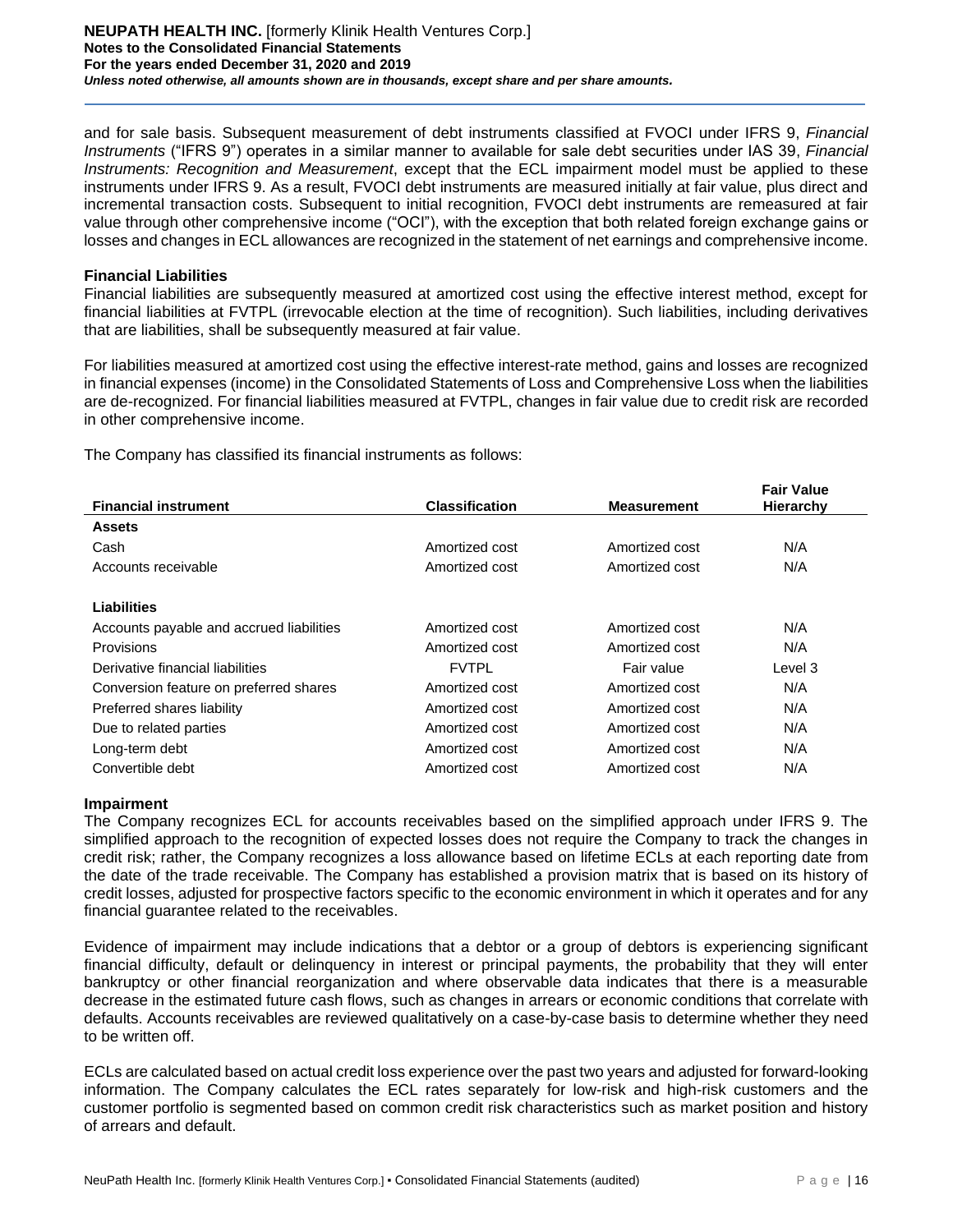and for sale basis. Subsequent measurement of debt instruments classified at FVOCI under IFRS 9, *Financial Instruments* ("IFRS 9") operates in a similar manner to available for sale debt securities under IAS 39, *Financial Instruments: Recognition and Measurement*, except that the ECL impairment model must be applied to these instruments under IFRS 9. As a result, FVOCI debt instruments are measured initially at fair value, plus direct and incremental transaction costs. Subsequent to initial recognition, FVOCI debt instruments are remeasured at fair value through other comprehensive income ("OCI"), with the exception that both related foreign exchange gains or losses and changes in ECL allowances are recognized in the statement of net earnings and comprehensive income.

**Financial Liabilities**

Financial liabilities are subsequently measured at amortized cost using the effective interest method, except for financial liabilities at FVTPL (irrevocable election at the time of recognition). Such liabilities, including derivatives that are liabilities, shall be subsequently measured at fair value.

For liabilities measured at amortized cost using the effective interest-rate method, gains and losses are recognized in financial expenses (income) in the Consolidated Statements of Loss and Comprehensive Loss when the liabilities are de-recognized. For financial liabilities measured at FVTPL, changes in fair value due to credit risk are recorded in other comprehensive income.

The Company has classified its financial instruments as follows:

| Financial instrument | Classification | Measurement | Fair Value Hierarchy |
|---|---|---|---|
| **Assets** | | | |
| Cash | Amortized cost | Amortized cost | N/A |
| Accounts receivable | Amortized cost | Amortized cost | N/A |
| **Liabilities** | | | |
| Accounts payable and accrued liabilities | Amortized cost | Amortized cost | N/A |
| Provisions | Amortized cost | Amortized cost | N/A |
| Derivative financial liabilities | FVTPL | Fair value | Level 3 |
| Conversion feature on preferred shares | Amortized cost | Amortized cost | N/A |
| Preferred shares liability | Amortized cost | Amortized cost | N/A |
| Due to related parties | Amortized cost | Amortized cost | N/A |
| Long-term debt | Amortized cost | Amortized cost | N/A |
| Convertible debt | Amortized cost | Amortized cost | N/A |

**Impairment**

The Company recognizes ECL for accounts receivables based on the simplified approach under IFRS 9. The simplified approach to the recognition of expected losses does not require the Company to track the changes in credit risk; rather, the Company recognizes a loss allowance based on lifetime ECLs at each reporting date from the date of the trade receivable. The Company has established a provision matrix that is based on its history of credit losses, adjusted for prospective factors specific to the economic environment in which it operates and for any financial guarantee related to the receivables.

Evidence of impairment may include indications that a debtor or a group of debtors is experiencing significant financial difficulty, default or delinquency in interest or principal payments, the probability that they will enter bankruptcy or other financial reorganization and where observable data indicates that there is a measurable decrease in the estimated future cash flows, such as changes in arrears or economic conditions that correlate with defaults. Accounts receivables are reviewed qualitatively on a case-by-case basis to determine whether they need to be written off.

ECLs are calculated based on actual credit loss experience over the past two years and adjusted for forward-looking information. The Company calculates the ECL rates separately for low-risk and high-risk customers and the customer portfolio is segmented based on common credit risk characteristics such as market position and history of arrears and default.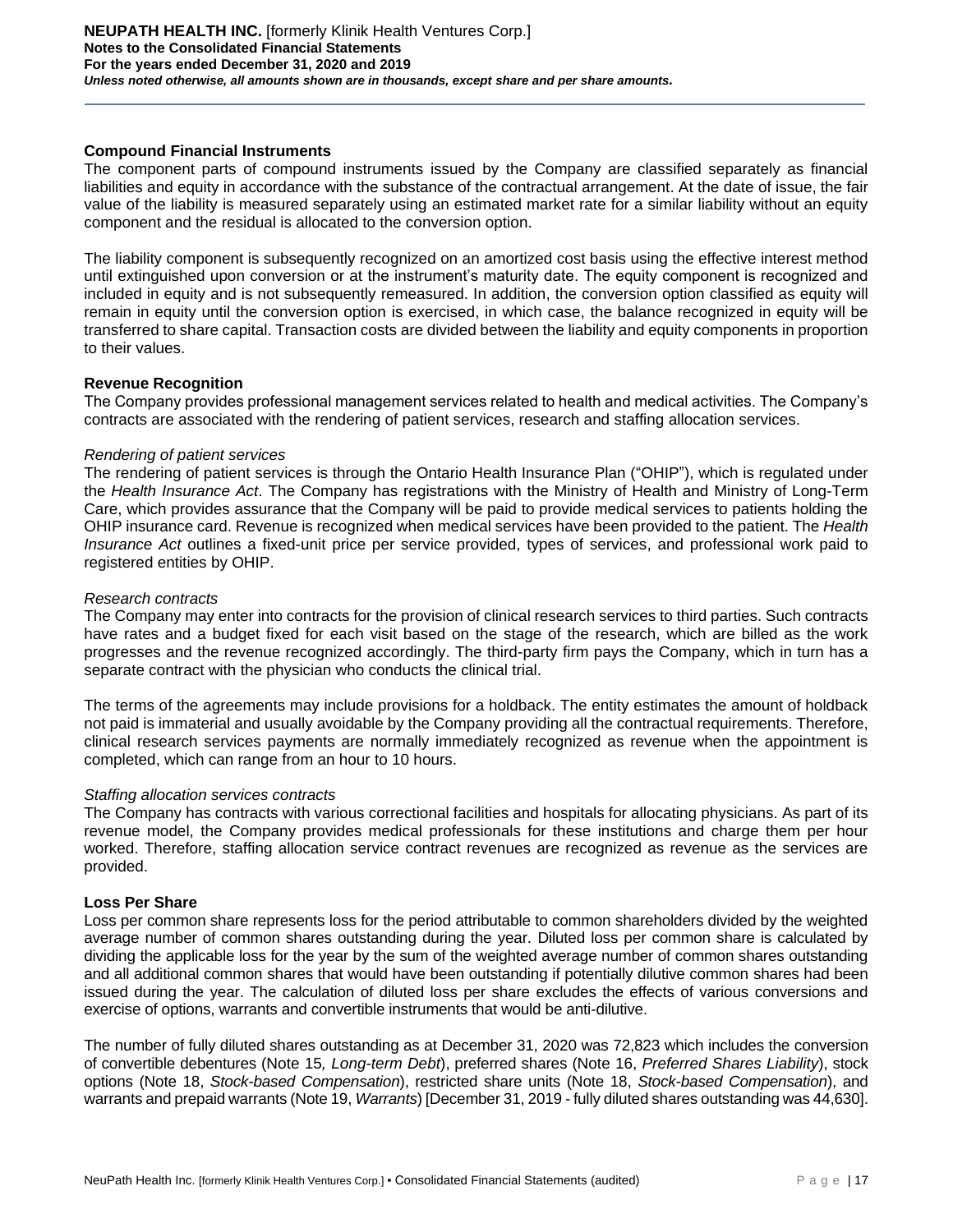### Compound Financial Instruments

The component parts of compound instruments issued by the Company are classified separately as financial liabilities and equity in accordance with the substance of the contractual arrangement. At the date of issue, the fair value of the liability is measured separately using an estimated market rate for a similar liability without an equity component and the residual is allocated to the conversion option.

The liability component is subsequently recognized on an amortized cost basis using the effective interest method until extinguished upon conversion or at the instrument's maturity date. The equity component is recognized and included in equity and is not subsequently remeasured. In addition, the conversion option classified as equity will remain in equity until the conversion option is exercised, in which case, the balance recognized in equity will be transferred to share capital. Transaction costs are divided between the liability and equity components in proportion to their values.

### Revenue Recognition

The Company provides professional management services related to health and medical activities. The Company's contracts are associated with the rendering of patient services, research and staffing allocation services.

*Rendering of patient services*

The rendering of patient services is through the Ontario Health Insurance Plan ("OHIP"), which is regulated under the *Health Insurance Act*. The Company has registrations with the Ministry of Health and Ministry of Long-Term Care, which provides assurance that the Company will be paid to provide medical services to patients holding the OHIP insurance card. Revenue is recognized when medical services have been provided to the patient. The *Health Insurance Act* outlines a fixed-unit price per service provided, types of services, and professional work paid to registered entities by OHIP.

*Research contracts*

The Company may enter into contracts for the provision of clinical research services to third parties. Such contracts have rates and a budget fixed for each visit based on the stage of the research, which are billed as the work progresses and the revenue recognized accordingly. The third-party firm pays the Company, which in turn has a separate contract with the physician who conducts the clinical trial.

The terms of the agreements may include provisions for a holdback. The entity estimates the amount of holdback not paid is immaterial and usually avoidable by the Company providing all the contractual requirements. Therefore, clinical research services payments are normally immediately recognized as revenue when the appointment is completed, which can range from an hour to 10 hours.

*Staffing allocation services contracts*

The Company has contracts with various correctional facilities and hospitals for allocating physicians. As part of its revenue model, the Company provides medical professionals for these institutions and charge them per hour worked. Therefore, staffing allocation service contract revenues are recognized as revenue as the services are provided.

### Loss Per Share

Loss per common share represents loss for the period attributable to common shareholders divided by the weighted average number of common shares outstanding during the year. Diluted loss per common share is calculated by dividing the applicable loss for the year by the sum of the weighted average number of common shares outstanding and all additional common shares that would have been outstanding if potentially dilutive common shares had been issued during the year. The calculation of diluted loss per share excludes the effects of various conversions and exercise of options, warrants and convertible instruments that would be anti-dilutive.

The number of fully diluted shares outstanding as at December 31, 2020 was 72,823 which includes the conversion of convertible debentures (Note 15*, Long-term Debt*), preferred shares (Note 16, *Preferred Shares Liability*), stock options (Note 18, *Stock-based Compensation*), restricted share units (Note 18, *Stock-based Compensation*), and warrants and prepaid warrants (Note 19, *Warrants*) [December 31, 2019 - fully diluted shares outstanding was 44,630].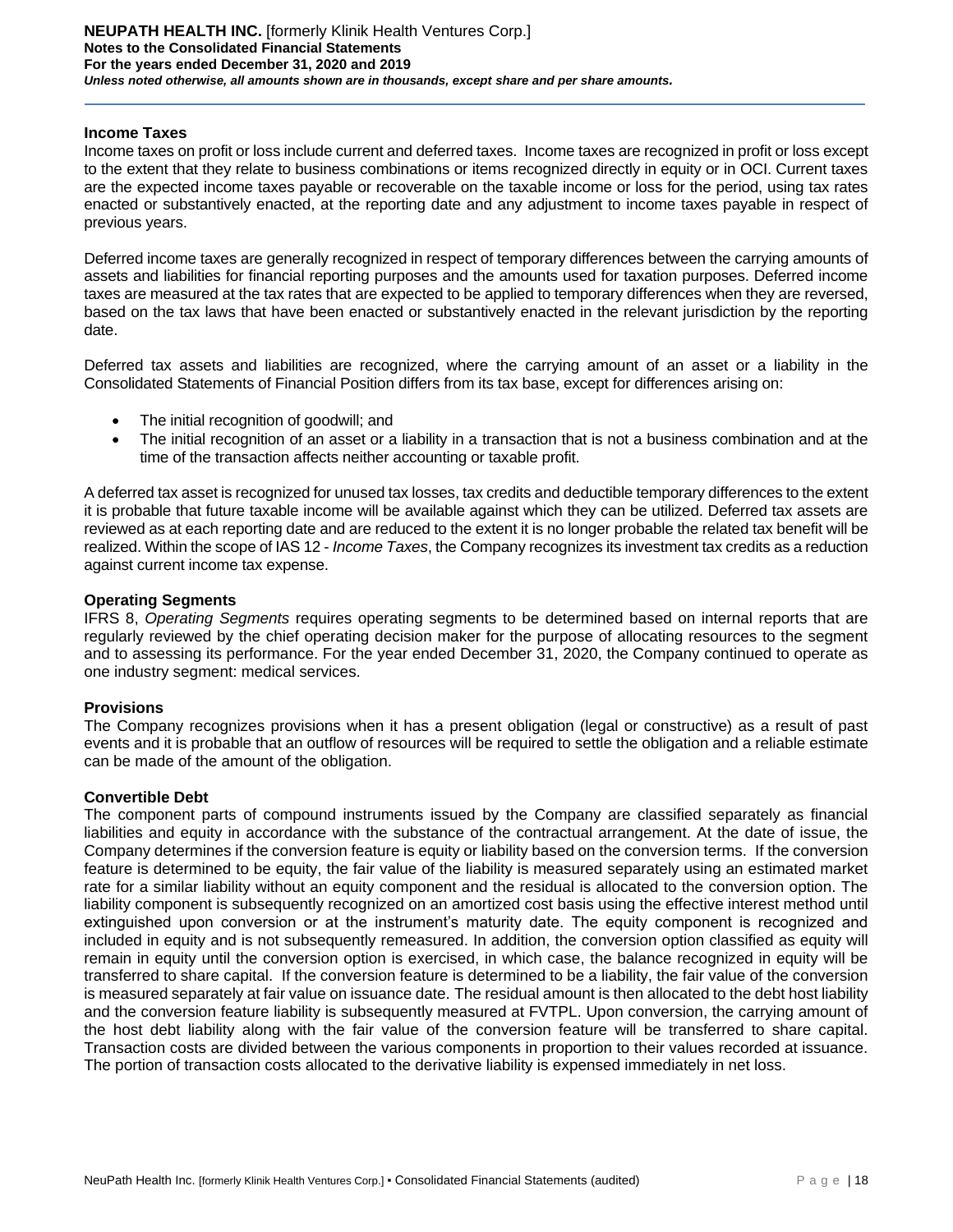### Income Taxes

Income taxes on profit or loss include current and deferred taxes. Income taxes are recognized in profit or loss except to the extent that they relate to business combinations or items recognized directly in equity or in OCI. Current taxes are the expected income taxes payable or recoverable on the taxable income or loss for the period, using tax rates enacted or substantively enacted, at the reporting date and any adjustment to income taxes payable in respect of previous years.

Deferred income taxes are generally recognized in respect of temporary differences between the carrying amounts of assets and liabilities for financial reporting purposes and the amounts used for taxation purposes. Deferred income taxes are measured at the tax rates that are expected to be applied to temporary differences when they are reversed, based on the tax laws that have been enacted or substantively enacted in the relevant jurisdiction by the reporting date.

Deferred tax assets and liabilities are recognized, where the carrying amount of an asset or a liability in the Consolidated Statements of Financial Position differs from its tax base, except for differences arising on:

- The initial recognition of goodwill; and
- The initial recognition of an asset or a liability in a transaction that is not a business combination and at the time of the transaction affects neither accounting or taxable profit.

A deferred tax asset is recognized for unused tax losses, tax credits and deductible temporary differences to the extent it is probable that future taxable income will be available against which they can be utilized. Deferred tax assets are reviewed as at each reporting date and are reduced to the extent it is no longer probable the related tax benefit will be realized. Within the scope of IAS 12 - *Income Taxes*, the Company recognizes its investment tax credits as a reduction against current income tax expense.

### Operating Segments

IFRS 8, *Operating Segments* requires operating segments to be determined based on internal reports that are regularly reviewed by the chief operating decision maker for the purpose of allocating resources to the segment and to assessing its performance. For the year ended December 31, 2020, the Company continued to operate as one industry segment: medical services.

### Provisions

The Company recognizes provisions when it has a present obligation (legal or constructive) as a result of past events and it is probable that an outflow of resources will be required to settle the obligation and a reliable estimate can be made of the amount of the obligation.

### Convertible Debt

The component parts of compound instruments issued by the Company are classified separately as financial liabilities and equity in accordance with the substance of the contractual arrangement. At the date of issue, the Company determines if the conversion feature is equity or liability based on the conversion terms. If the conversion feature is determined to be equity, the fair value of the liability is measured separately using an estimated market rate for a similar liability without an equity component and the residual is allocated to the conversion option. The liability component is subsequently recognized on an amortized cost basis using the effective interest method until extinguished upon conversion or at the instrument's maturity date. The equity component is recognized and included in equity and is not subsequently remeasured. In addition, the conversion option classified as equity will remain in equity until the conversion option is exercised, in which case, the balance recognized in equity will be transferred to share capital. If the conversion feature is determined to be a liability, the fair value of the conversion is measured separately at fair value on issuance date. The residual amount is then allocated to the debt host liability and the conversion feature liability is subsequently measured at FVTPL. Upon conversion, the carrying amount of the host debt liability along with the fair value of the conversion feature will be transferred to share capital. Transaction costs are divided between the various components in proportion to their values recorded at issuance. The portion of transaction costs allocated to the derivative liability is expensed immediately in net loss.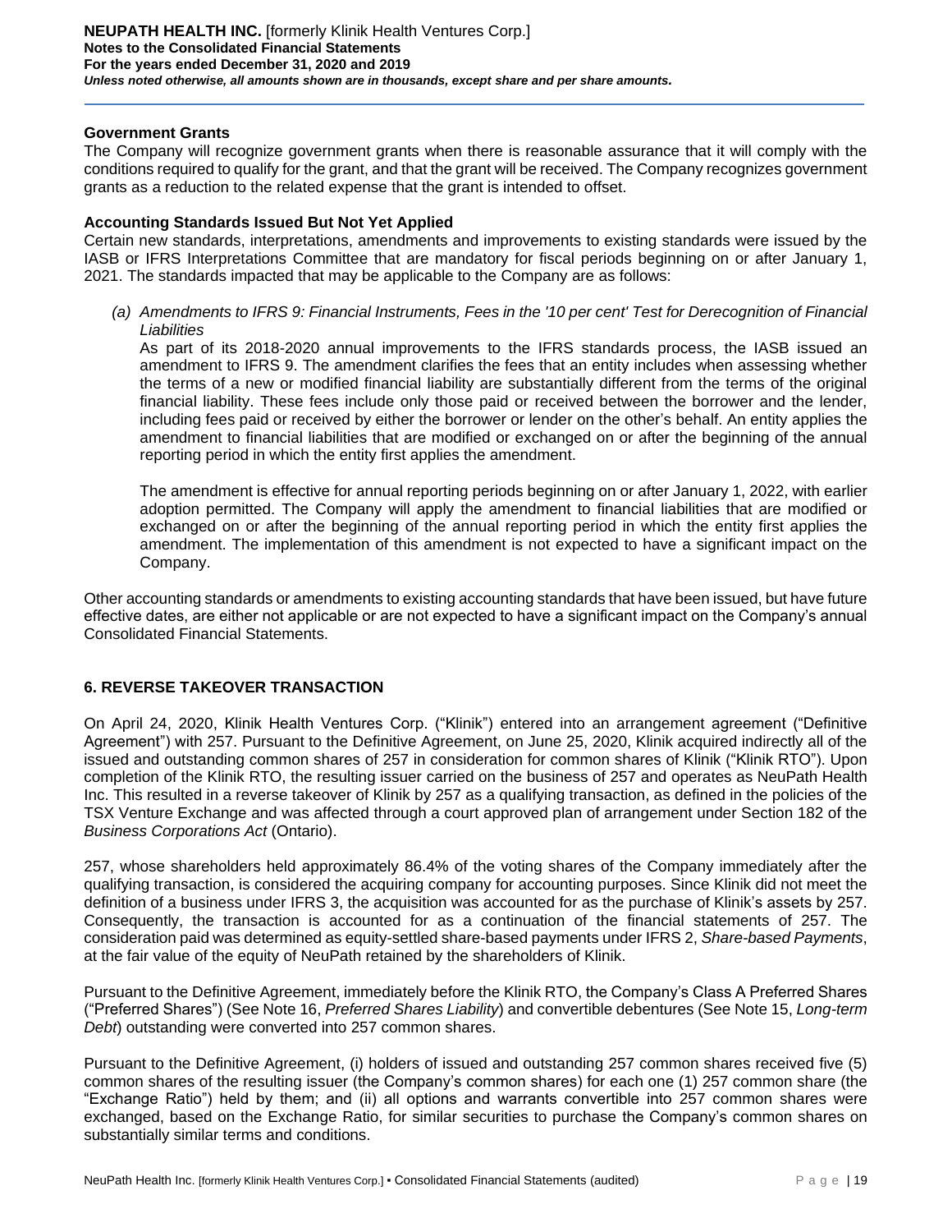### Government Grants

The Company will recognize government grants when there is reasonable assurance that it will comply with the conditions required to qualify for the grant, and that the grant will be received. The Company recognizes government grants as a reduction to the related expense that the grant is intended to offset.

### Accounting Standards Issued But Not Yet Applied

Certain new standards, interpretations, amendments and improvements to existing standards were issued by the IASB or IFRS Interpretations Committee that are mandatory for fiscal periods beginning on or after January 1, 2021. The standards impacted that may be applicable to the Company are as follows:

*(a) Amendments to IFRS 9: Financial Instruments, Fees in the '10 per cent' Test for Derecognition of Financial Liabilities*

As part of its 2018-2020 annual improvements to the IFRS standards process, the IASB issued an amendment to IFRS 9. The amendment clarifies the fees that an entity includes when assessing whether the terms of a new or modified financial liability are substantially different from the terms of the original financial liability. These fees include only those paid or received between the borrower and the lender, including fees paid or received by either the borrower or lender on the other's behalf. An entity applies the amendment to financial liabilities that are modified or exchanged on or after the beginning of the annual reporting period in which the entity first applies the amendment.

The amendment is effective for annual reporting periods beginning on or after January 1, 2022, with earlier adoption permitted. The Company will apply the amendment to financial liabilities that are modified or exchanged on or after the beginning of the annual reporting period in which the entity first applies the amendment. The implementation of this amendment is not expected to have a significant impact on the Company.

Other accounting standards or amendments to existing accounting standards that have been issued, but have future effective dates, are either not applicable or are not expected to have a significant impact on the Company's annual Consolidated Financial Statements.

## 6. REVERSE TAKEOVER TRANSACTION

On April 24, 2020, Klinik Health Ventures Corp. ("Klinik") entered into an arrangement agreement ("Definitive Agreement") with 257. Pursuant to the Definitive Agreement, on June 25, 2020, Klinik acquired indirectly all of the issued and outstanding common shares of 257 in consideration for common shares of Klinik ("Klinik RTO"). Upon completion of the Klinik RTO, the resulting issuer carried on the business of 257 and operates as NeuPath Health Inc. This resulted in a reverse takeover of Klinik by 257 as a qualifying transaction, as defined in the policies of the TSX Venture Exchange and was affected through a court approved plan of arrangement under Section 182 of the *Business Corporations Act* (Ontario).

257, whose shareholders held approximately 86.4% of the voting shares of the Company immediately after the qualifying transaction, is considered the acquiring company for accounting purposes. Since Klinik did not meet the definition of a business under IFRS 3, the acquisition was accounted for as the purchase of Klinik's assets by 257. Consequently, the transaction is accounted for as a continuation of the financial statements of 257. The consideration paid was determined as equity-settled share-based payments under IFRS 2, *Share-based Payments*, at the fair value of the equity of NeuPath retained by the shareholders of Klinik.

Pursuant to the Definitive Agreement, immediately before the Klinik RTO, the Company's Class A Preferred Shares ("Preferred Shares") (See Note 16, *Preferred Shares Liability*) and convertible debentures (See Note 15, *Long-term Debt*) outstanding were converted into 257 common shares.

Pursuant to the Definitive Agreement, (i) holders of issued and outstanding 257 common shares received five (5) common shares of the resulting issuer (the Company's common shares) for each one (1) 257 common share (the "Exchange Ratio") held by them; and (ii) all options and warrants convertible into 257 common shares were exchanged, based on the Exchange Ratio, for similar securities to purchase the Company's common shares on substantially similar terms and conditions.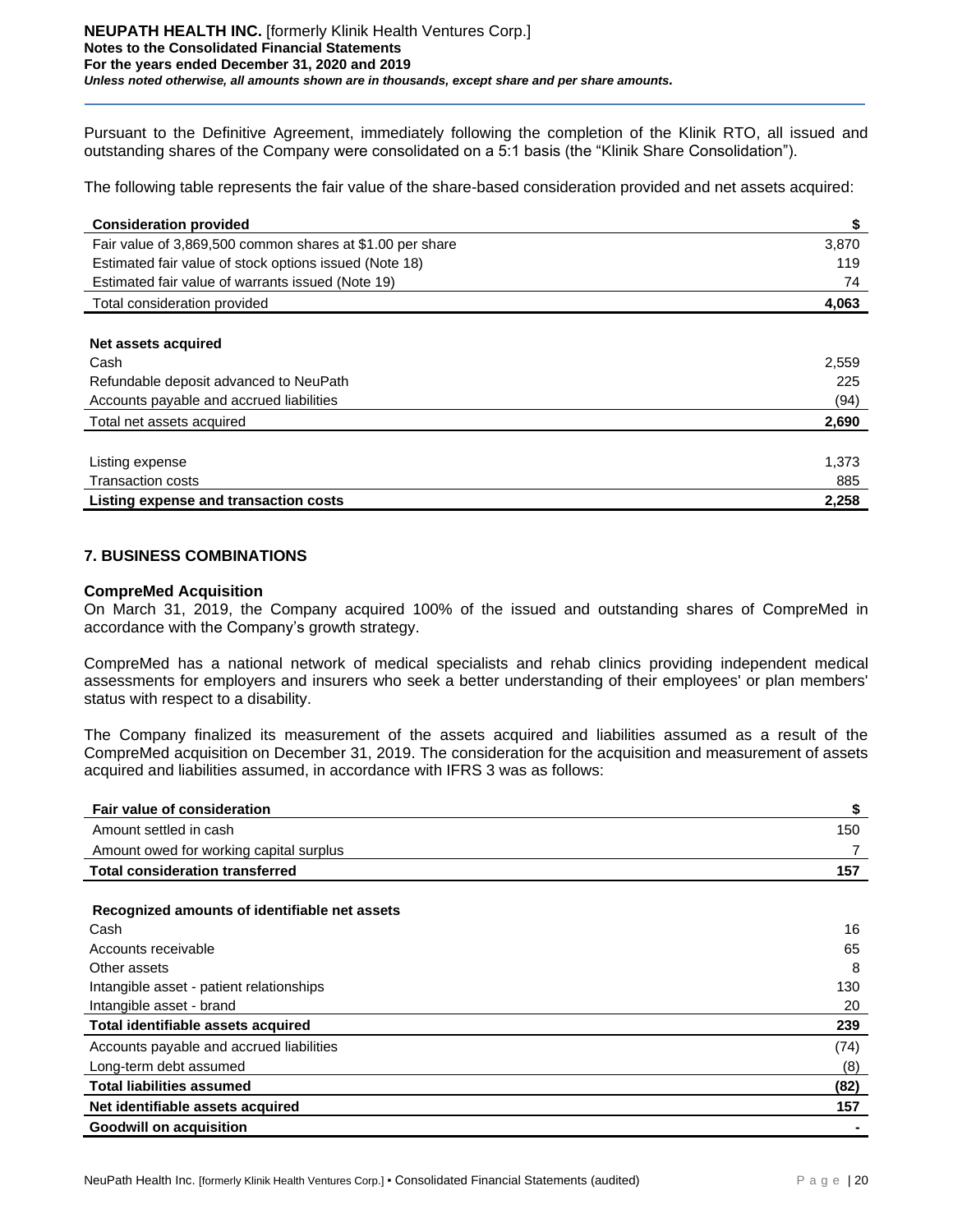Pursuant to the Definitive Agreement, immediately following the completion of the Klinik RTO, all issued and outstanding shares of the Company were consolidated on a 5:1 basis (the "Klinik Share Consolidation").

The following table represents the fair value of the share-based consideration provided and net assets acquired:

| **Consideration provided** | **$** |
|---|---|
| Fair value of 3,869,500 common shares at $1.00 per share | 3,870 |
| Estimated fair value of stock options issued (Note 18) | 119 |
| Estimated fair value of warrants issued (Note 19) | 74 |
| Total consideration provided | **4,063** |
| | |
| **Net assets acquired** | |
| Cash | 2,559 |
| Refundable deposit advanced to NeuPath | 225 |
| Accounts payable and accrued liabilities | (94) |
| Total net assets acquired | **2,690** |
| | |
| Listing expense | 1,373 |
| Transaction costs | 885 |
| **Listing expense and transaction costs** | **2,258** |

## 7. BUSINESS COMBINATIONS

### CompreMed Acquisition

On March 31, 2019, the Company acquired 100% of the issued and outstanding shares of CompreMed in accordance with the Company's growth strategy.

CompreMed has a national network of medical specialists and rehab clinics providing independent medical assessments for employers and insurers who seek a better understanding of their employees' or plan members' status with respect to a disability.

The Company finalized its measurement of the assets acquired and liabilities assumed as a result of the CompreMed acquisition on December 31, 2019. The consideration for the acquisition and measurement of assets acquired and liabilities assumed, in accordance with IFRS 3 was as follows:

| **Fair value of consideration** | **$** |
|---|---|
| Amount settled in cash | 150 |
| Amount owed for working capital surplus | 7 |
| **Total consideration transferred** | **157** |
| | |
| **Recognized amounts of identifiable net assets** | |
| Cash | 16 |
| Accounts receivable | 65 |
| Other assets | 8 |
| Intangible asset - patient relationships | 130 |
| Intangible asset - brand | 20 |
| **Total identifiable assets acquired** | **239** |
| Accounts payable and accrued liabilities | (74) |
| Long-term debt assumed | (8) |
| **Total liabilities assumed** | **(82)** |
| **Net identifiable assets acquired** | **157** |
| **Goodwill on acquisition** | **-** |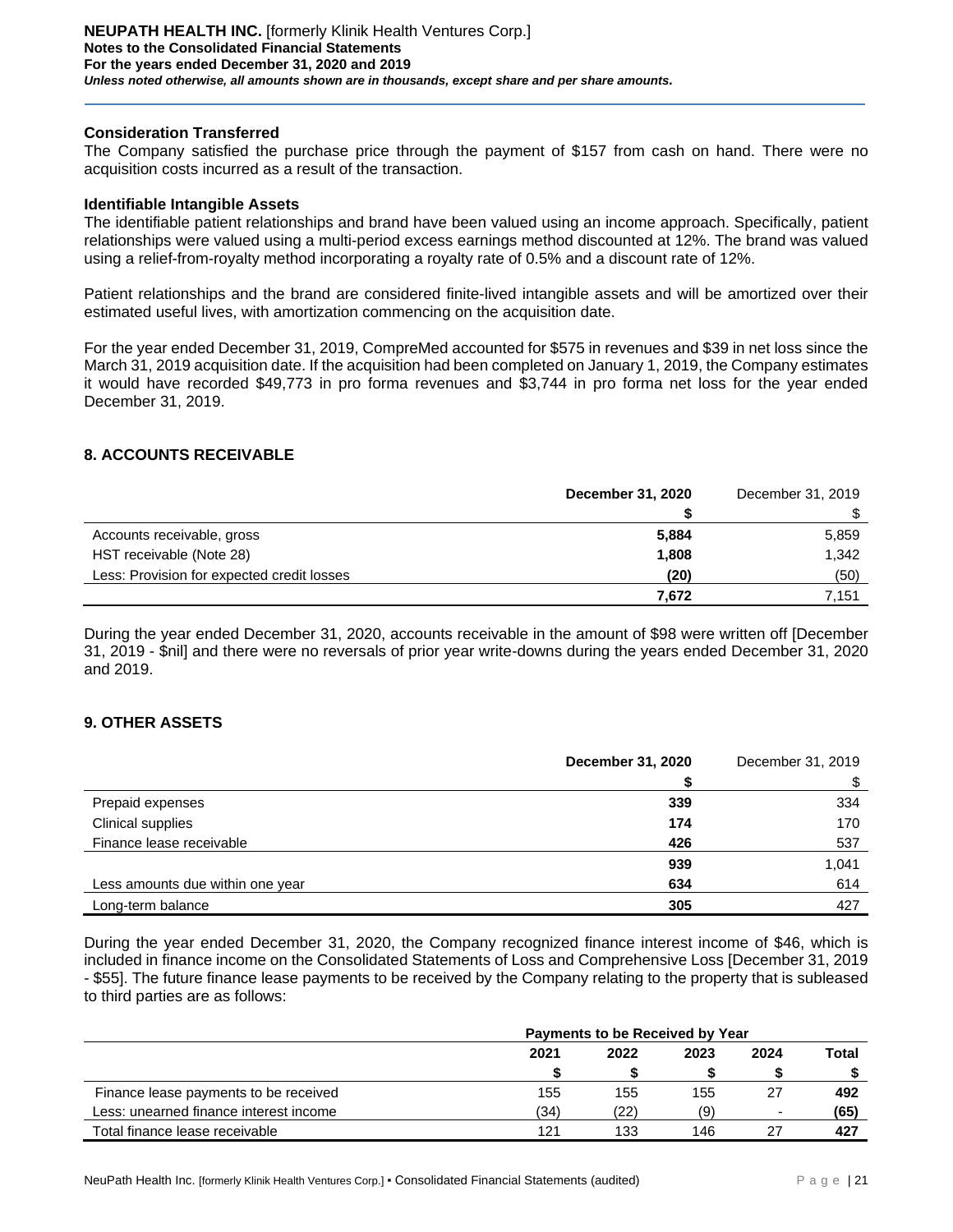### Consideration Transferred

The Company satisfied the purchase price through the payment of $157 from cash on hand. There were no acquisition costs incurred as a result of the transaction.

### Identifiable Intangible Assets

The identifiable patient relationships and brand have been valued using an income approach. Specifically, patient relationships were valued using a multi-period excess earnings method discounted at 12%. The brand was valued using a relief-from-royalty method incorporating a royalty rate of 0.5% and a discount rate of 12%.

Patient relationships and the brand are considered finite-lived intangible assets and will be amortized over their estimated useful lives, with amortization commencing on the acquisition date.

For the year ended December 31, 2019, CompreMed accounted for $575 in revenues and $39 in net loss since the March 31, 2019 acquisition date. If the acquisition had been completed on January 1, 2019, the Company estimates it would have recorded $49,773 in pro forma revenues and $3,744 in pro forma net loss for the year ended December 31, 2019.

## 8. ACCOUNTS RECEIVABLE

| | **December 31, 2020** | December 31, 2019 |
|---|---|---|
| | **$** | $ |
| Accounts receivable, gross | **5,884** | 5,859 |
| HST receivable (Note 28) | **1,808** | 1,342 |
| Less: Provision for expected credit losses | **(20)** | (50) |
| | **7,672** | 7,151 |

During the year ended December 31, 2020, accounts receivable in the amount of $98 were written off [December 31, 2019 - $nil] and there were no reversals of prior year write-downs during the years ended December 31, 2020 and 2019.

## 9. OTHER ASSETS

| | **December 31, 2020** | December 31, 2019 |
|---|---|---|
| | **$** | $ |
| Prepaid expenses | **339** | 334 |
| Clinical supplies | **174** | 170 |
| Finance lease receivable | **426** | 537 |
| | **939** | 1,041 |
| Less amounts due within one year | **634** | 614 |
| Long-term balance | **305** | 427 |

During the year ended December 31, 2020, the Company recognized finance interest income of $46, which is included in finance income on the Consolidated Statements of Loss and Comprehensive Loss [December 31, 2019 - $55]. The future finance lease payments to be received by the Company relating to the property that is subleased to third parties are as follows:

| | **Payments to be Received by Year** | | | | |
|---|---|---|---|---|---|
| | **2021** | **2022** | **2023** | **2024** | **Total** |
| | **$** | **$** | **$** | **$** | **$** |
| Finance lease payments to be received | 155 | 155 | 155 | 27 | **492** |
| Less: unearned finance interest income | (34) | (22) | (9) | - | **(65)** |
| Total finance lease receivable | 121 | 133 | 146 | 27 | **427** |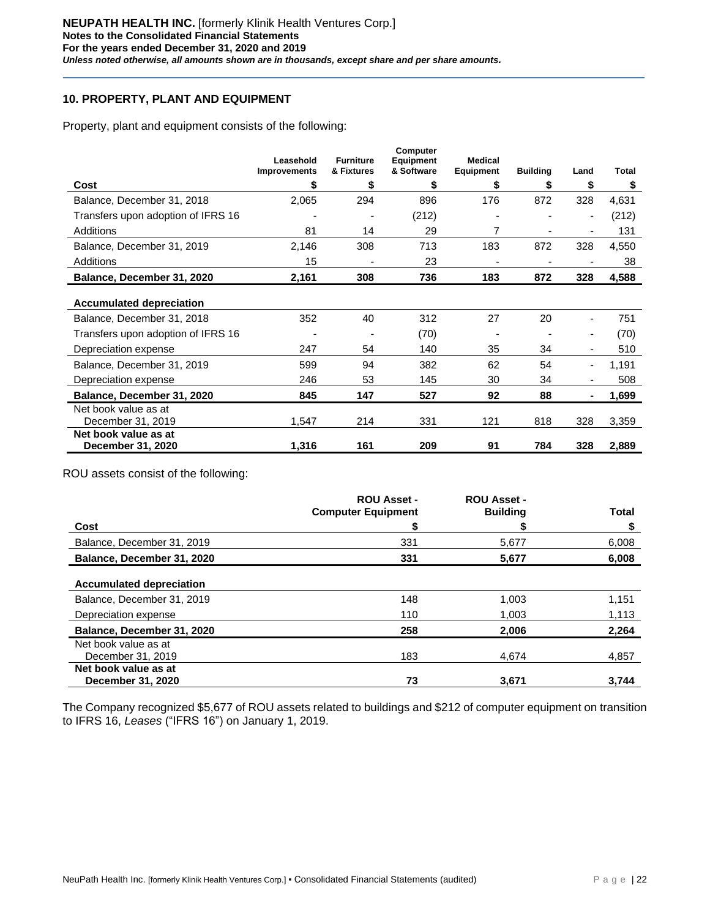## 10. PROPERTY, PLANT AND EQUIPMENT

Property, plant and equipment consists of the following:

| Cost | Leasehold Improvements $ | Furniture & Fixtures $ | Computer Equipment & Software $ | Medical Equipment $ | Building $ | Land $ | Total $ |
|---|---|---|---|---|---|---|---|
| Balance, December 31, 2018 | 2,065 | 294 | 896 | 176 | 872 | 328 | 4,631 |
| Transfers upon adoption of IFRS 16 | - | - | (212) | - | - | - | (212) |
| Additions | 81 | 14 | 29 | 7 | - | - | 131 |
| Balance, December 31, 2019 | 2,146 | 308 | 713 | 183 | 872 | 328 | 4,550 |
| Additions | 15 | - | 23 | - | - | - | 38 |
| **Balance, December 31, 2020** | **2,161** | **308** | **736** | **183** | **872** | **328** | **4,588** |
| **Accumulated depreciation** | | | | | | | |
| Balance, December 31, 2018 | 352 | 40 | 312 | 27 | 20 | - | 751 |
| Transfers upon adoption of IFRS 16 | - | - | (70) | - | - | - | (70) |
| Depreciation expense | 247 | 54 | 140 | 35 | 34 | - | 510 |
| Balance, December 31, 2019 | 599 | 94 | 382 | 62 | 54 | - | 1,191 |
| Depreciation expense | 246 | 53 | 145 | 30 | 34 | - | 508 |
| **Balance, December 31, 2020** | **845** | **147** | **527** | **92** | **88** | **-** | **1,699** |
| Net book value as at December 31, 2019 | 1,547 | 214 | 331 | 121 | 818 | 328 | 3,359 |
| **Net book value as at December 31, 2020** | **1,316** | **161** | **209** | **91** | **784** | **328** | **2,889** |

ROU assets consist of the following:

| Cost | ROU Asset - Computer Equipment $ | ROU Asset - Building $ | Total $ |
|---|---|---|---|
| Balance, December 31, 2019 | 331 | 5,677 | 6,008 |
| **Balance, December 31, 2020** | **331** | **5,677** | **6,008** |
| **Accumulated depreciation** | | | |
| Balance, December 31, 2019 | 148 | 1,003 | 1,151 |
| Depreciation expense | 110 | 1,003 | 1,113 |
| **Balance, December 31, 2020** | **258** | **2,006** | **2,264** |
| Net book value as at December 31, 2019 | 183 | 4,674 | 4,857 |
| **Net book value as at December 31, 2020** | **73** | **3,671** | **3,744** |

The Company recognized $5,677 of ROU assets related to buildings and $212 of computer equipment on transition to IFRS 16, *Leases* ("IFRS 16") on January 1, 2019.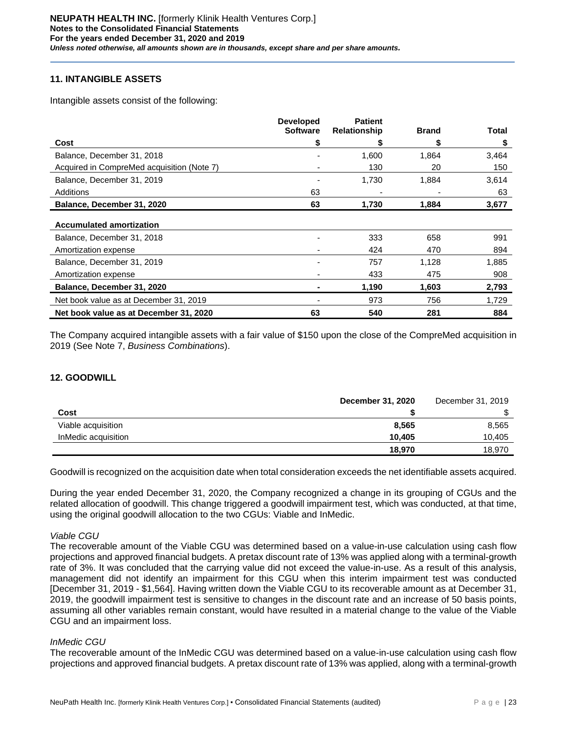## 11. INTANGIBLE ASSETS

Intangible assets consist of the following:

| | Developed Software | Patient Relationship | Brand | Total |
|---|---|---|---|---|
| **Cost** | **$** | **$** | **$** | **$** |
| Balance, December 31, 2018 | - | 1,600 | 1,864 | 3,464 |
| Acquired in CompreMed acquisition (Note 7) | - | 130 | 20 | 150 |
| Balance, December 31, 2019 | - | 1,730 | 1,884 | 3,614 |
| Additions | 63 | - | - | 63 |
| **Balance, December 31, 2020** | **63** | **1,730** | **1,884** | **3,677** |
| **Accumulated amortization** | | | | |
| Balance, December 31, 2018 | - | 333 | 658 | 991 |
| Amortization expense | - | 424 | 470 | 894 |
| Balance, December 31, 2019 | - | 757 | 1,128 | 1,885 |
| Amortization expense | - | 433 | 475 | 908 |
| **Balance, December 31, 2020** | **-** | **1,190** | **1,603** | **2,793** |
| Net book value as at December 31, 2019 | - | 973 | 756 | 1,729 |
| **Net book value as at December 31, 2020** | **63** | **540** | **281** | **884** |

The Company acquired intangible assets with a fair value of $150 upon the close of the CompreMed acquisition in 2019 (See Note 7, *Business Combinations*).

## 12. GOODWILL

| | December 31, 2020 | December 31, 2019 |
|---|---|---|
| **Cost** | **$** | $ |
| Viable acquisition | **8,565** | 8,565 |
| InMedic acquisition | **10,405** | 10,405 |
| | **18,970** | 18,970 |

Goodwill is recognized on the acquisition date when total consideration exceeds the net identifiable assets acquired.

During the year ended December 31, 2020, the Company recognized a change in its grouping of CGUs and the related allocation of goodwill. This change triggered a goodwill impairment test, which was conducted, at that time, using the original goodwill allocation to the two CGUs: Viable and InMedic.

*Viable CGU*

The recoverable amount of the Viable CGU was determined based on a value-in-use calculation using cash flow projections and approved financial budgets. A pretax discount rate of 13% was applied along with a terminal-growth rate of 3%. It was concluded that the carrying value did not exceed the value-in-use. As a result of this analysis, management did not identify an impairment for this CGU when this interim impairment test was conducted [December 31, 2019 - $1,564]. Having written down the Viable CGU to its recoverable amount as at December 31, 2019, the goodwill impairment test is sensitive to changes in the discount rate and an increase of 50 basis points, assuming all other variables remain constant, would have resulted in a material change to the value of the Viable CGU and an impairment loss.

*InMedic CGU*

The recoverable amount of the InMedic CGU was determined based on a value-in-use calculation using cash flow projections and approved financial budgets. A pretax discount rate of 13% was applied, along with a terminal-growth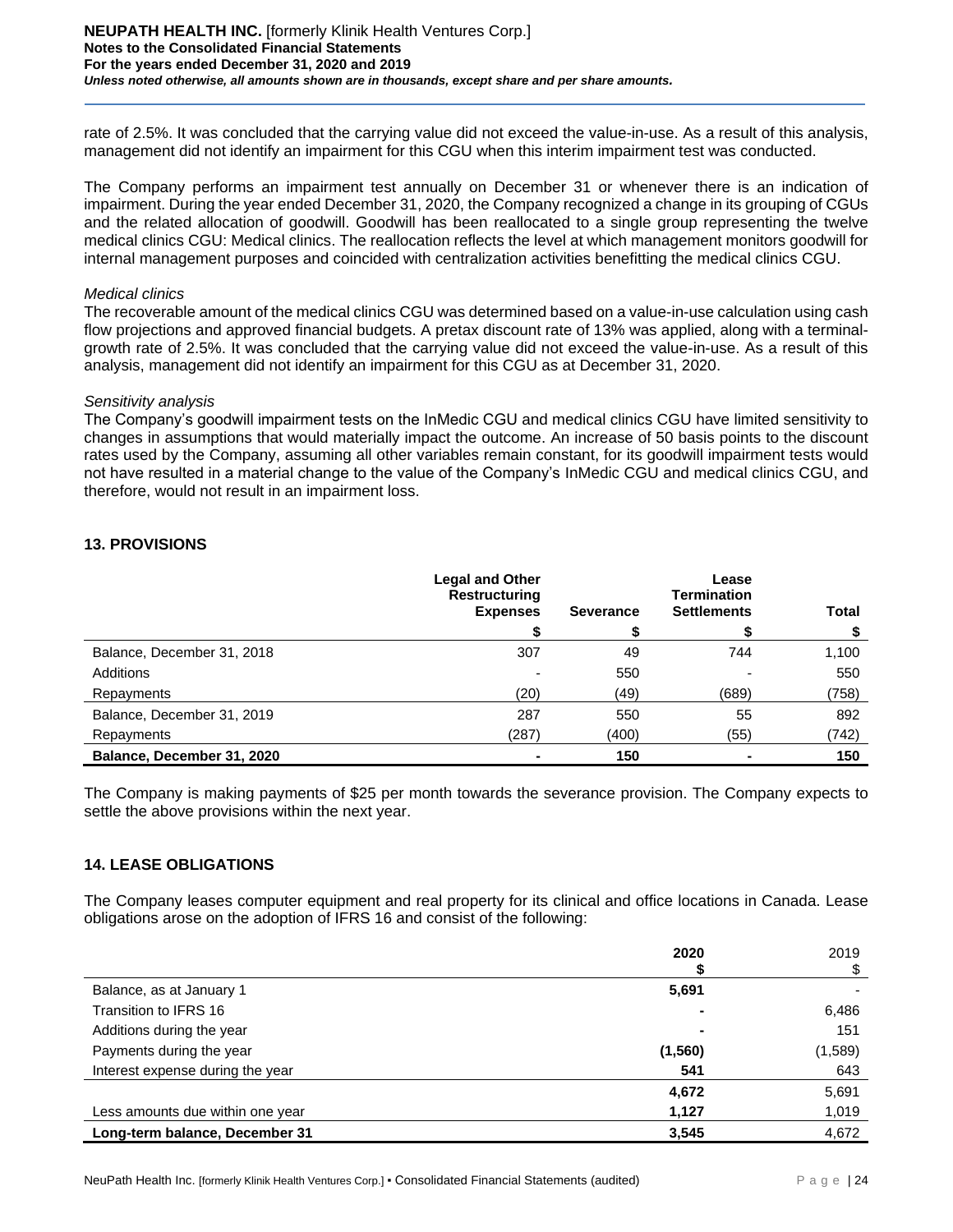rate of 2.5%. It was concluded that the carrying value did not exceed the value-in-use. As a result of this analysis, management did not identify an impairment for this CGU when this interim impairment test was conducted.

The Company performs an impairment test annually on December 31 or whenever there is an indication of impairment. During the year ended December 31, 2020, the Company recognized a change in its grouping of CGUs and the related allocation of goodwill. Goodwill has been reallocated to a single group representing the twelve medical clinics CGU: Medical clinics. The reallocation reflects the level at which management monitors goodwill for internal management purposes and coincided with centralization activities benefitting the medical clinics CGU.

*Medical clinics*

The recoverable amount of the medical clinics CGU was determined based on a value-in-use calculation using cash flow projections and approved financial budgets. A pretax discount rate of 13% was applied, along with a terminal-growth rate of 2.5%. It was concluded that the carrying value did not exceed the value-in-use. As a result of this analysis, management did not identify an impairment for this CGU as at December 31, 2020.

*Sensitivity analysis*

The Company's goodwill impairment tests on the InMedic CGU and medical clinics CGU have limited sensitivity to changes in assumptions that would materially impact the outcome. An increase of 50 basis points to the discount rates used by the Company, assuming all other variables remain constant, for its goodwill impairment tests would not have resulted in a material change to the value of the Company's InMedic CGU and medical clinics CGU, and therefore, would not result in an impairment loss.

## 13. PROVISIONS

| | Legal and Other Restructuring Expenses | Severance | Lease Termination Settlements | Total |
|---|---|---|---|---|
| | $ | $ | $ | $ |
| Balance, December 31, 2018 | 307 | 49 | 744 | 1,100 |
| Additions | - | 550 | - | 550 |
| Repayments | (20) | (49) | (689) | (758) |
| Balance, December 31, 2019 | 287 | 550 | 55 | 892 |
| Repayments | (287) | (400) | (55) | (742) |
| **Balance, December 31, 2020** | **-** | **150** | **-** | **150** |

The Company is making payments of $25 per month towards the severance provision. The Company expects to settle the above provisions within the next year.

## 14. LEASE OBLIGATIONS

The Company leases computer equipment and real property for its clinical and office locations in Canada. Lease obligations arose on the adoption of IFRS 16 and consist of the following:

| | 2020 | 2019 |
|---|---|---|
| | $ | $ |
| Balance, as at January 1 | **5,691** | - |
| Transition to IFRS 16 | **-** | 6,486 |
| Additions during the year | **-** | 151 |
| Payments during the year | **(1,560)** | (1,589) |
| Interest expense during the year | **541** | 643 |
| | **4,672** | 5,691 |
| Less amounts due within one year | **1,127** | 1,019 |
| **Long-term balance, December 31** | **3,545** | 4,672 |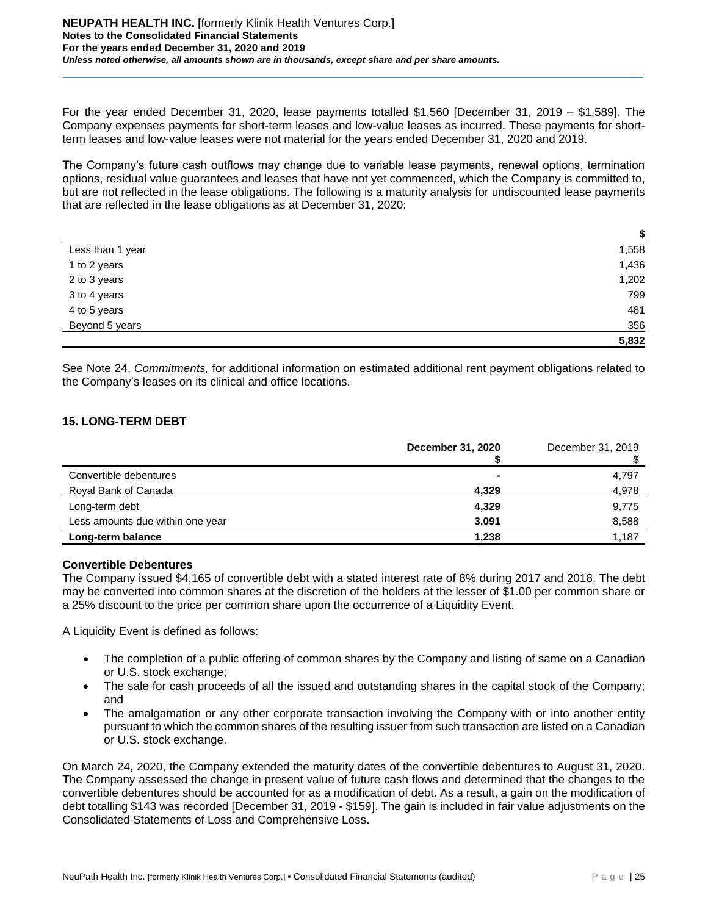For the year ended December 31, 2020, lease payments totalled $1,560 [December 31, 2019 – $1,589]. The Company expenses payments for short-term leases and low-value leases as incurred. These payments for short-term leases and low-value leases were not material for the years ended December 31, 2020 and 2019.

The Company's future cash outflows may change due to variable lease payments, renewal options, termination options, residual value guarantees and leases that have not yet commenced, which the Company is committed to, but are not reflected in the lease obligations. The following is a maturity analysis for undiscounted lease payments that are reflected in the lease obligations as at December 31, 2020:

| | $ |
|---|---|
| Less than 1 year | 1,558 |
| 1 to 2 years | 1,436 |
| 2 to 3 years | 1,202 |
| 3 to 4 years | 799 |
| 4 to 5 years | 481 |
| Beyond 5 years | 356 |
| | **5,832** |

See Note 24, *Commitments,* for additional information on estimated additional rent payment obligations related to the Company's leases on its clinical and office locations.

## 15. LONG-TERM DEBT

| | **December 31, 2020** **$** | December 31, 2019 $ |
|---|---|---|
| Convertible debentures | **-** | 4,797 |
| Royal Bank of Canada | **4,329** | 4,978 |
| Long-term debt | **4,329** | 9,775 |
| Less amounts due within one year | **3,091** | 8,588 |
| **Long-term balance** | **1,238** | 1,187 |

### Convertible Debentures

The Company issued $4,165 of convertible debt with a stated interest rate of 8% during 2017 and 2018. The debt may be converted into common shares at the discretion of the holders at the lesser of $1.00 per common share or a 25% discount to the price per common share upon the occurrence of a Liquidity Event.

A Liquidity Event is defined as follows:

- The completion of a public offering of common shares by the Company and listing of same on a Canadian or U.S. stock exchange;
- The sale for cash proceeds of all the issued and outstanding shares in the capital stock of the Company; and
- The amalgamation or any other corporate transaction involving the Company with or into another entity pursuant to which the common shares of the resulting issuer from such transaction are listed on a Canadian or U.S. stock exchange.

On March 24, 2020, the Company extended the maturity dates of the convertible debentures to August 31, 2020. The Company assessed the change in present value of future cash flows and determined that the changes to the convertible debentures should be accounted for as a modification of debt. As a result, a gain on the modification of debt totalling $143 was recorded [December 31, 2019 - $159]. The gain is included in fair value adjustments on the Consolidated Statements of Loss and Comprehensive Loss.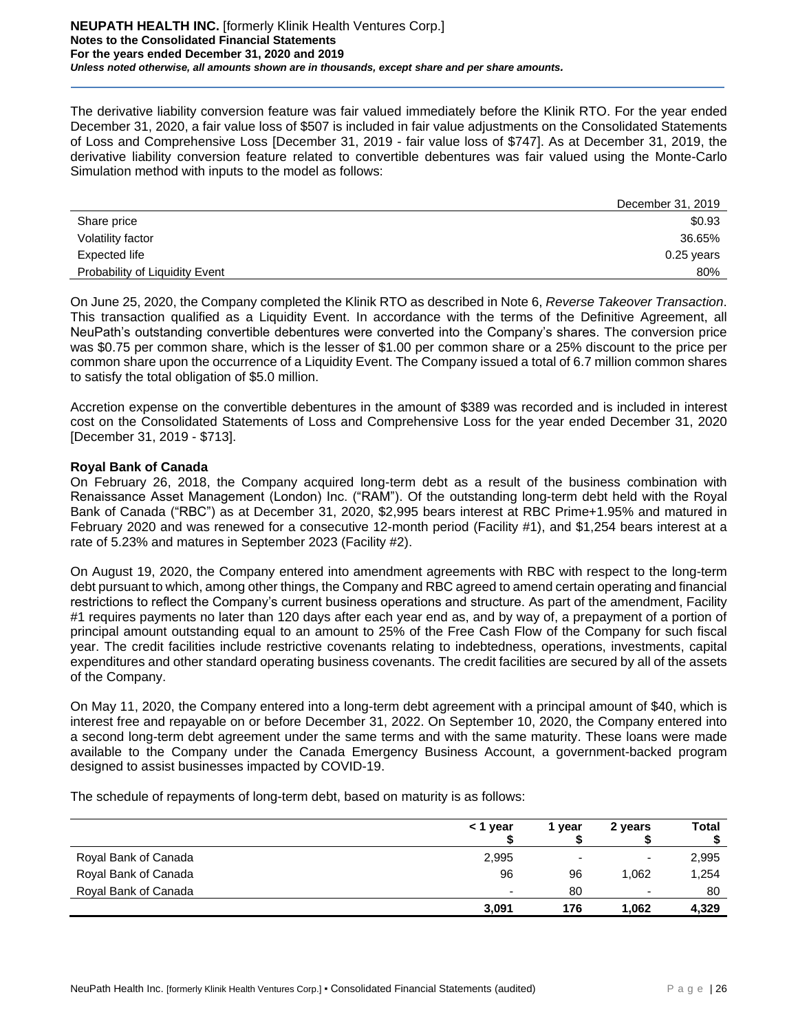The derivative liability conversion feature was fair valued immediately before the Klinik RTO. For the year ended December 31, 2020, a fair value loss of $507 is included in fair value adjustments on the Consolidated Statements of Loss and Comprehensive Loss [December 31, 2019 - fair value loss of $747]. As at December 31, 2019, the derivative liability conversion feature related to convertible debentures was fair valued using the Monte-Carlo Simulation method with inputs to the model as follows:

| | December 31, 2019 |
|---|---|
| Share price | $0.93 |
| Volatility factor | 36.65% |
| Expected life | 0.25 years |
| Probability of Liquidity Event | 80% |

On June 25, 2020, the Company completed the Klinik RTO as described in Note 6, *Reverse Takeover Transaction*. This transaction qualified as a Liquidity Event. In accordance with the terms of the Definitive Agreement, all NeuPath's outstanding convertible debentures were converted into the Company's shares. The conversion price was $0.75 per common share, which is the lesser of $1.00 per common share or a 25% discount to the price per common share upon the occurrence of a Liquidity Event. The Company issued a total of 6.7 million common shares to satisfy the total obligation of $5.0 million.

Accretion expense on the convertible debentures in the amount of $389 was recorded and is included in interest cost on the Consolidated Statements of Loss and Comprehensive Loss for the year ended December 31, 2020 [December 31, 2019 - $713].

**Royal Bank of Canada**

On February 26, 2018, the Company acquired long-term debt as a result of the business combination with Renaissance Asset Management (London) Inc. ("RAM"). Of the outstanding long-term debt held with the Royal Bank of Canada ("RBC") as at December 31, 2020, $2,995 bears interest at RBC Prime+1.95% and matured in February 2020 and was renewed for a consecutive 12-month period (Facility #1), and $1,254 bears interest at a rate of 5.23% and matures in September 2023 (Facility #2).

On August 19, 2020, the Company entered into amendment agreements with RBC with respect to the long-term debt pursuant to which, among other things, the Company and RBC agreed to amend certain operating and financial restrictions to reflect the Company's current business operations and structure. As part of the amendment, Facility #1 requires payments no later than 120 days after each year end as, and by way of, a prepayment of a portion of principal amount outstanding equal to an amount to 25% of the Free Cash Flow of the Company for such fiscal year. The credit facilities include restrictive covenants relating to indebtedness, operations, investments, capital expenditures and other standard operating business covenants. The credit facilities are secured by all of the assets of the Company.

On May 11, 2020, the Company entered into a long-term debt agreement with a principal amount of $40, which is interest free and repayable on or before December 31, 2022. On September 10, 2020, the Company entered into a second long-term debt agreement under the same terms and with the same maturity. These loans were made available to the Company under the Canada Emergency Business Account, a government-backed program designed to assist businesses impacted by COVID-19.

The schedule of repayments of long-term debt, based on maturity is as follows:

| | < 1 year<br>$ | 1 year<br>$ | 2 years<br>$ | Total<br>$ |
|---|---|---|---|---|
| Royal Bank of Canada | 2,995 | - | - | 2,995 |
| Royal Bank of Canada | 96 | 96 | 1,062 | 1,254 |
| Royal Bank of Canada | - | 80 | - | 80 |
| | **3,091** | **176** | **1,062** | **4,329** |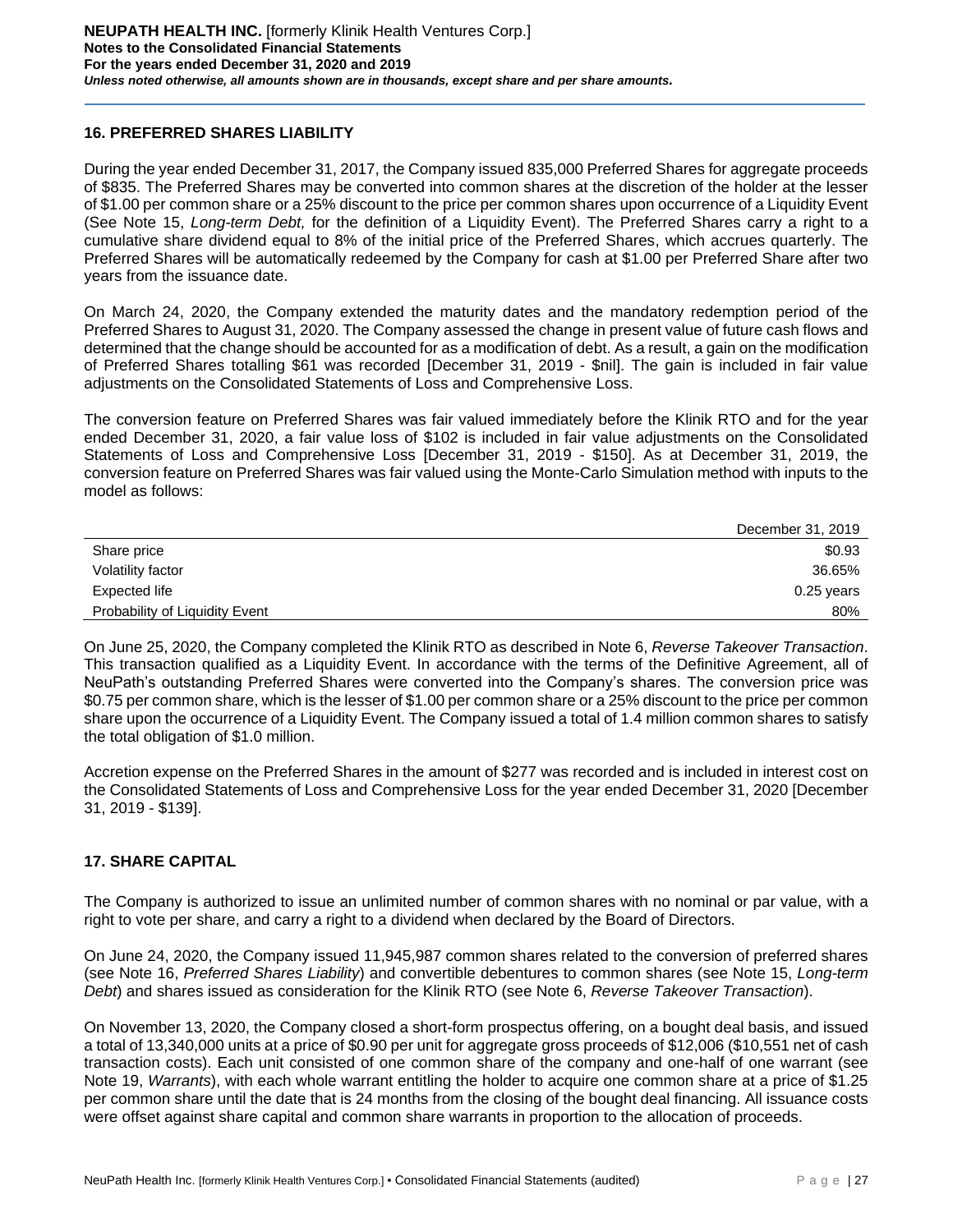## 16. PREFERRED SHARES LIABILITY

During the year ended December 31, 2017, the Company issued 835,000 Preferred Shares for aggregate proceeds of $835. The Preferred Shares may be converted into common shares at the discretion of the holder at the lesser of $1.00 per common share or a 25% discount to the price per common shares upon occurrence of a Liquidity Event (See Note 15, *Long-term Debt,* for the definition of a Liquidity Event). The Preferred Shares carry a right to a cumulative share dividend equal to 8% of the initial price of the Preferred Shares, which accrues quarterly. The Preferred Shares will be automatically redeemed by the Company for cash at $1.00 per Preferred Share after two years from the issuance date.

On March 24, 2020, the Company extended the maturity dates and the mandatory redemption period of the Preferred Shares to August 31, 2020. The Company assessed the change in present value of future cash flows and determined that the change should be accounted for as a modification of debt. As a result, a gain on the modification of Preferred Shares totalling $61 was recorded [December 31, 2019 - $nil]. The gain is included in fair value adjustments on the Consolidated Statements of Loss and Comprehensive Loss.

The conversion feature on Preferred Shares was fair valued immediately before the Klinik RTO and for the year ended December 31, 2020, a fair value loss of $102 is included in fair value adjustments on the Consolidated Statements of Loss and Comprehensive Loss [December 31, 2019 - $150]. As at December 31, 2019, the conversion feature on Preferred Shares was fair valued using the Monte-Carlo Simulation method with inputs to the model as follows:

| | December 31, 2019 |
|---|---|
| Share price | $0.93 |
| Volatility factor | 36.65% |
| Expected life | 0.25 years |
| Probability of Liquidity Event | 80% |

On June 25, 2020, the Company completed the Klinik RTO as described in Note 6, *Reverse Takeover Transaction*. This transaction qualified as a Liquidity Event. In accordance with the terms of the Definitive Agreement, all of NeuPath's outstanding Preferred Shares were converted into the Company's shares. The conversion price was $0.75 per common share, which is the lesser of $1.00 per common share or a 25% discount to the price per common share upon the occurrence of a Liquidity Event. The Company issued a total of 1.4 million common shares to satisfy the total obligation of $1.0 million.

Accretion expense on the Preferred Shares in the amount of $277 was recorded and is included in interest cost on the Consolidated Statements of Loss and Comprehensive Loss for the year ended December 31, 2020 [December 31, 2019 - $139].

## 17. SHARE CAPITAL

The Company is authorized to issue an unlimited number of common shares with no nominal or par value, with a right to vote per share, and carry a right to a dividend when declared by the Board of Directors.

On June 24, 2020, the Company issued 11,945,987 common shares related to the conversion of preferred shares (see Note 16, *Preferred Shares Liability*) and convertible debentures to common shares (see Note 15, *Long-term Debt*) and shares issued as consideration for the Klinik RTO (see Note 6, *Reverse Takeover Transaction*).

On November 13, 2020, the Company closed a short-form prospectus offering, on a bought deal basis, and issued a total of 13,340,000 units at a price of $0.90 per unit for aggregate gross proceeds of $12,006 ($10,551 net of cash transaction costs). Each unit consisted of one common share of the company and one-half of one warrant (see Note 19, *Warrants*), with each whole warrant entitling the holder to acquire one common share at a price of $1.25 per common share until the date that is 24 months from the closing of the bought deal financing. All issuance costs were offset against share capital and common share warrants in proportion to the allocation of proceeds.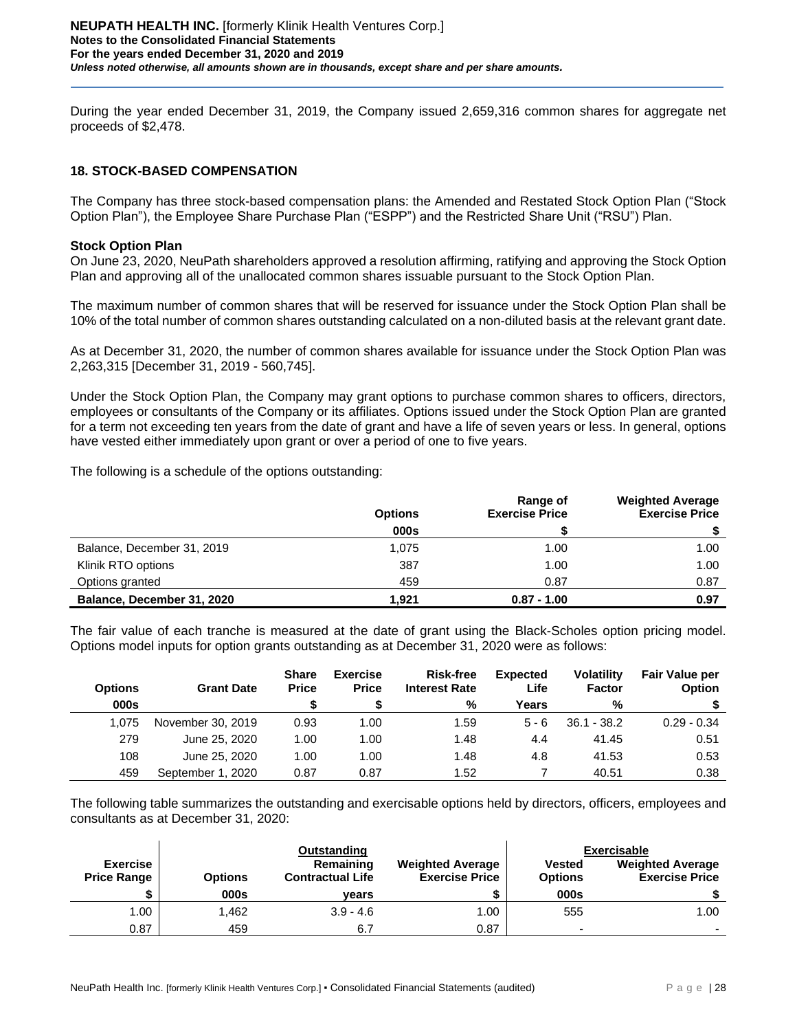During the year ended December 31, 2019, the Company issued 2,659,316 common shares for aggregate net proceeds of $2,478.

## 18. STOCK-BASED COMPENSATION

The Company has three stock-based compensation plans: the Amended and Restated Stock Option Plan ("Stock Option Plan"), the Employee Share Purchase Plan ("ESPP") and the Restricted Share Unit ("RSU") Plan.

### Stock Option Plan

On June 23, 2020, NeuPath shareholders approved a resolution affirming, ratifying and approving the Stock Option Plan and approving all of the unallocated common shares issuable pursuant to the Stock Option Plan.

The maximum number of common shares that will be reserved for issuance under the Stock Option Plan shall be 10% of the total number of common shares outstanding calculated on a non-diluted basis at the relevant grant date.

As at December 31, 2020, the number of common shares available for issuance under the Stock Option Plan was 2,263,315 [December 31, 2019 - 560,745].

Under the Stock Option Plan, the Company may grant options to purchase common shares to officers, directors, employees or consultants of the Company or its affiliates. Options issued under the Stock Option Plan are granted for a term not exceeding ten years from the date of grant and have a life of seven years or less. In general, options have vested either immediately upon grant or over a period of one to five years.

The following is a schedule of the options outstanding:

| | Options | Range of Exercise Price | Weighted Average Exercise Price |
|---|---|---|---|
| | 000s | $ | $ |
| Balance, December 31, 2019 | 1,075 | 1.00 | 1.00 |
| Klinik RTO options | 387 | 1.00 | 1.00 |
| Options granted | 459 | 0.87 | 0.87 |
| **Balance, December 31, 2020** | **1,921** | **0.87 - 1.00** | **0.97** |

The fair value of each tranche is measured at the date of grant using the Black-Scholes option pricing model. Options model inputs for option grants outstanding as at December 31, 2020 were as follows:

| Options | Grant Date | Share Price | Exercise Price | Risk-free Interest Rate | Expected Life | Volatility Factor | Fair Value per Option |
|---|---|---|---|---|---|---|---|
| 000s | | $ | $ | % | Years | % | $ |
| 1,075 | November 30, 2019 | 0.93 | 1.00 | 1.59 | 5 - 6 | 36.1 - 38.2 | 0.29 - 0.34 |
| 279 | June 25, 2020 | 1.00 | 1.00 | 1.48 | 4.4 | 41.45 | 0.51 |
| 108 | June 25, 2020 | 1.00 | 1.00 | 1.48 | 4.8 | 41.53 | 0.53 |
| 459 | September 1, 2020 | 0.87 | 0.87 | 1.52 | 7 | 40.51 | 0.38 |

The following table summarizes the outstanding and exercisable options held by directors, officers, employees and consultants as at December 31, 2020:

| | Outstanding | | | Exercisable | |
|---|---|---|---|---|---|
| Exercise Price Range | Options | Remaining Contractual Life | Weighted Average Exercise Price | Vested Options | Weighted Average Exercise Price |
| $ | 000s | years | $ | 000s | $ |
| 1.00 | 1,462 | 3.9 - 4.6 | 1.00 | 555 | 1.00 |
| 0.87 | 459 | 6.7 | 0.87 | - | - |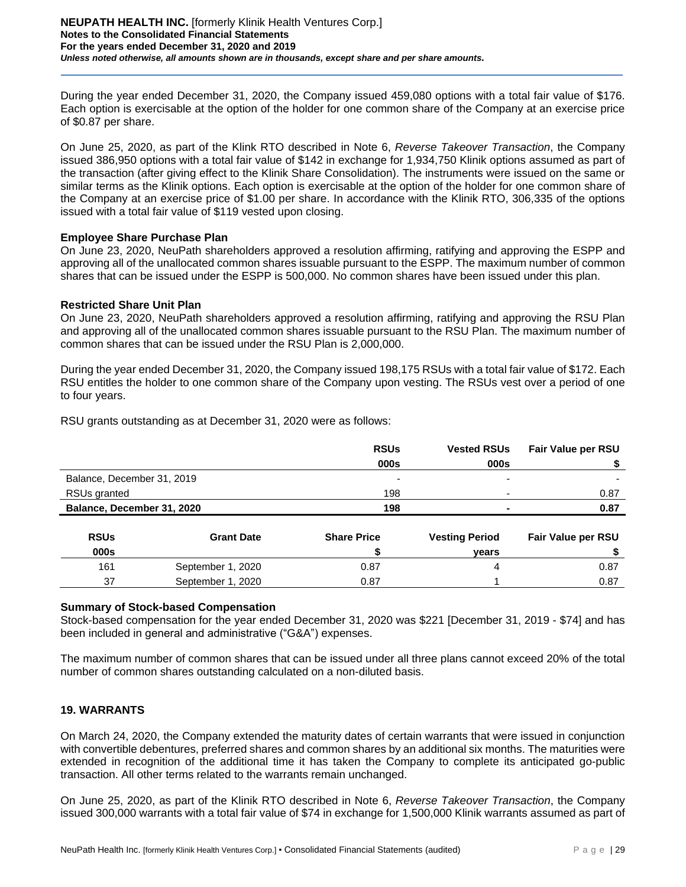During the year ended December 31, 2020, the Company issued 459,080 options with a total fair value of $176. Each option is exercisable at the option of the holder for one common share of the Company at an exercise price of $0.87 per share.

On June 25, 2020, as part of the Klink RTO described in Note 6, *Reverse Takeover Transaction*, the Company issued 386,950 options with a total fair value of $142 in exchange for 1,934,750 Klinik options assumed as part of the transaction (after giving effect to the Klinik Share Consolidation). The instruments were issued on the same or similar terms as the Klinik options. Each option is exercisable at the option of the holder for one common share of the Company at an exercise price of $1.00 per share. In accordance with the Klinik RTO, 306,335 of the options issued with a total fair value of $119 vested upon closing.

**Employee Share Purchase Plan**

On June 23, 2020, NeuPath shareholders approved a resolution affirming, ratifying and approving the ESPP and approving all of the unallocated common shares issuable pursuant to the ESPP. The maximum number of common shares that can be issued under the ESPP is 500,000. No common shares have been issued under this plan.

**Restricted Share Unit Plan**

On June 23, 2020, NeuPath shareholders approved a resolution affirming, ratifying and approving the RSU Plan and approving all of the unallocated common shares issuable pursuant to the RSU Plan. The maximum number of common shares that can be issued under the RSU Plan is 2,000,000.

During the year ended December 31, 2020, the Company issued 198,175 RSUs with a total fair value of $172. Each RSU entitles the holder to one common share of the Company upon vesting. The RSUs vest over a period of one to four years.

RSU grants outstanding as at December 31, 2020 were as follows:

| | RSUs | Vested RSUs | Fair Value per RSU |
|---|---|---|---|
| | 000s | 000s | $ |
| Balance, December 31, 2019 | - | - | - |
| RSUs granted | 198 | - | 0.87 |
| **Balance, December 31, 2020** | **198** | **-** | **0.87** |

| RSUs | Grant Date | Share Price | Vesting Period | Fair Value per RSU |
|---|---|---|---|---|
| 000s | | $ | years | $ |
| 161 | September 1, 2020 | 0.87 | 4 | 0.87 |
| 37 | September 1, 2020 | 0.87 | 1 | 0.87 |

**Summary of Stock-based Compensation**

Stock-based compensation for the year ended December 31, 2020 was $221 [December 31, 2019 - $74] and has been included in general and administrative ("G&A") expenses.

The maximum number of common shares that can be issued under all three plans cannot exceed 20% of the total number of common shares outstanding calculated on a non-diluted basis.

## 19. WARRANTS

On March 24, 2020, the Company extended the maturity dates of certain warrants that were issued in conjunction with convertible debentures, preferred shares and common shares by an additional six months. The maturities were extended in recognition of the additional time it has taken the Company to complete its anticipated go-public transaction. All other terms related to the warrants remain unchanged.

On June 25, 2020, as part of the Klinik RTO described in Note 6, *Reverse Takeover Transaction*, the Company issued 300,000 warrants with a total fair value of $74 in exchange for 1,500,000 Klinik warrants assumed as part of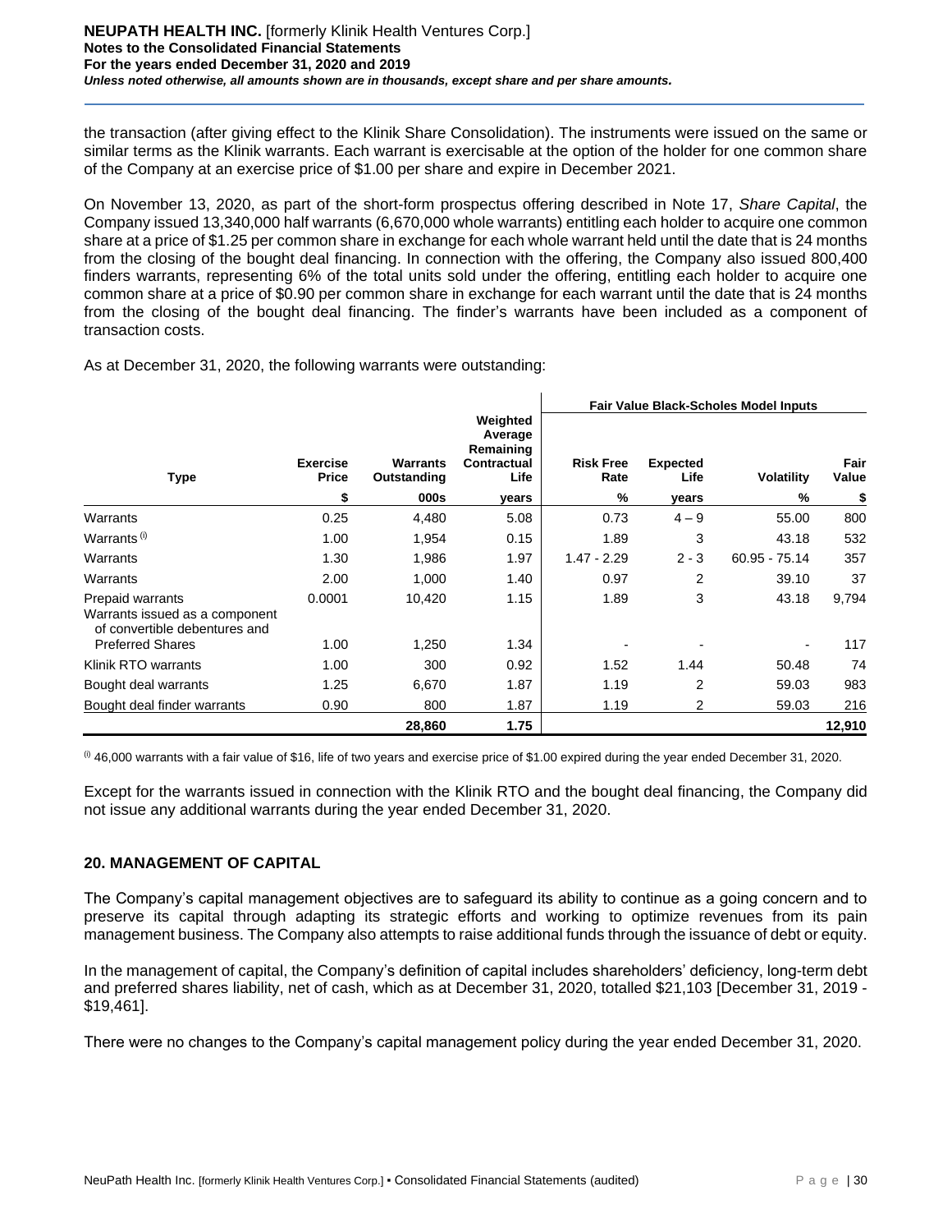the transaction (after giving effect to the Klinik Share Consolidation). The instruments were issued on the same or similar terms as the Klinik warrants. Each warrant is exercisable at the option of the holder for one common share of the Company at an exercise price of $1.00 per share and expire in December 2021.

On November 13, 2020, as part of the short-form prospectus offering described in Note 17, *Share Capital*, the Company issued 13,340,000 half warrants (6,670,000 whole warrants) entitling each holder to acquire one common share at a price of $1.25 per common share in exchange for each whole warrant held until the date that is 24 months from the closing of the bought deal financing. In connection with the offering, the Company also issued 800,400 finders warrants, representing 6% of the total units sold under the offering, entitling each holder to acquire one common share at a price of $0.90 per common share in exchange for each warrant until the date that is 24 months from the closing of the bought deal financing. The finder's warrants have been included as a component of transaction costs.

As at December 31, 2020, the following warrants were outstanding:

| | | | | Fair Value Black-Scholes Model Inputs | | | |
|---|---|---|---|---|---|---|---|
| **Type** | **Exercise Price** | **Warrants Outstanding** | **Weighted Average Remaining Contractual Life** | **Risk Free Rate** | **Expected Life** | **Volatility** | **Fair Value** |
| | $ | 000s | years | % | years | % | $ |
| Warrants | 0.25 | 4,480 | 5.08 | 0.73 | 4 – 9 | 55.00 | 800 |
| Warrants [(i)] | 1.00 | 1,954 | 0.15 | 1.89 | 3 | 43.18 | 532 |
| Warrants | 1.30 | 1,986 | 1.97 | 1.47 - 2.29 | 2 - 3 | 60.95 - 75.14 | 357 |
| Warrants | 2.00 | 1,000 | 1.40 | 0.97 | 2 | 39.10 | 37 |
| Prepaid warrants | 0.0001 | 10,420 | 1.15 | 1.89 | 3 | 43.18 | 9,794 |
| Warrants issued as a component of convertible debentures and Preferred Shares | 1.00 | 1,250 | 1.34 | - | - | - | 117 |
| Klinik RTO warrants | 1.00 | 300 | 0.92 | 1.52 | 1.44 | 50.48 | 74 |
| Bought deal warrants | 1.25 | 6,670 | 1.87 | 1.19 | 2 | 59.03 | 983 |
| Bought deal finder warrants | 0.90 | 800 | 1.87 | 1.19 | 2 | 59.03 | 216 |
| | | **28,860** | **1.75** | | | | **12,910** |

[(i)] 46,000 warrants with a fair value of $16, life of two years and exercise price of $1.00 expired during the year ended December 31, 2020.

Except for the warrants issued in connection with the Klinik RTO and the bought deal financing, the Company did not issue any additional warrants during the year ended December 31, 2020.

## 20. MANAGEMENT OF CAPITAL

The Company's capital management objectives are to safeguard its ability to continue as a going concern and to preserve its capital through adapting its strategic efforts and working to optimize revenues from its pain management business. The Company also attempts to raise additional funds through the issuance of debt or equity.

In the management of capital, the Company's definition of capital includes shareholders' deficiency, long-term debt and preferred shares liability, net of cash, which as at December 31, 2020, totalled $21,103 [December 31, 2019 - $19,461].

There were no changes to the Company's capital management policy during the year ended December 31, 2020.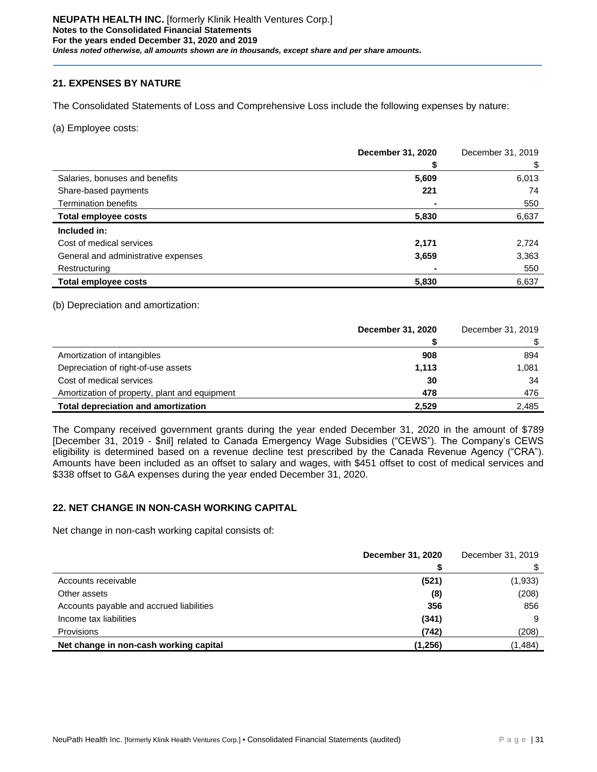## 21. EXPENSES BY NATURE

The Consolidated Statements of Loss and Comprehensive Loss include the following expenses by nature:

(a) Employee costs:

| | **December 31, 2020** | December 31, 2019 |
|---|---|---|
| | **$** | $ |
| Salaries, bonuses and benefits | **5,609** | 6,013 |
| Share-based payments | **221** | 74 |
| Termination benefits | **-** | 550 |
| **Total employee costs** | **5,830** | 6,637 |
| **Included in:** | | |
| Cost of medical services | **2,171** | 2,724 |
| General and administrative expenses | **3,659** | 3,363 |
| Restructuring | **-** | 550 |
| **Total employee costs** | **5,830** | 6,637 |

(b) Depreciation and amortization:

| | **December 31, 2020** | December 31, 2019 |
|---|---|---|
| | **$** | $ |
| Amortization of intangibles | **908** | 894 |
| Depreciation of right-of-use assets | **1,113** | 1,081 |
| Cost of medical services | **30** | 34 |
| Amortization of property, plant and equipment | **478** | 476 |
| **Total depreciation and amortization** | **2,529** | 2,485 |

The Company received government grants during the year ended December 31, 2020 in the amount of $789 [December 31, 2019 - $nil] related to Canada Emergency Wage Subsidies ("CEWS"). The Company's CEWS eligibility is determined based on a revenue decline test prescribed by the Canada Revenue Agency ("CRA"). Amounts have been included as an offset to salary and wages, with $451 offset to cost of medical services and $338 offset to G&A expenses during the year ended December 31, 2020.

## 22. NET CHANGE IN NON-CASH WORKING CAPITAL

Net change in non-cash working capital consists of:

| | **December 31, 2020** | December 31, 2019 |
|---|---|---|
| | **$** | $ |
| Accounts receivable | **(521)** | (1,933) |
| Other assets | **(8)** | (208) |
| Accounts payable and accrued liabilities | **356** | 856 |
| Income tax liabilities | **(341)** | 9 |
| Provisions | **(742)** | (208) |
| **Net change in non-cash working capital** | **(1,256)** | (1,484) |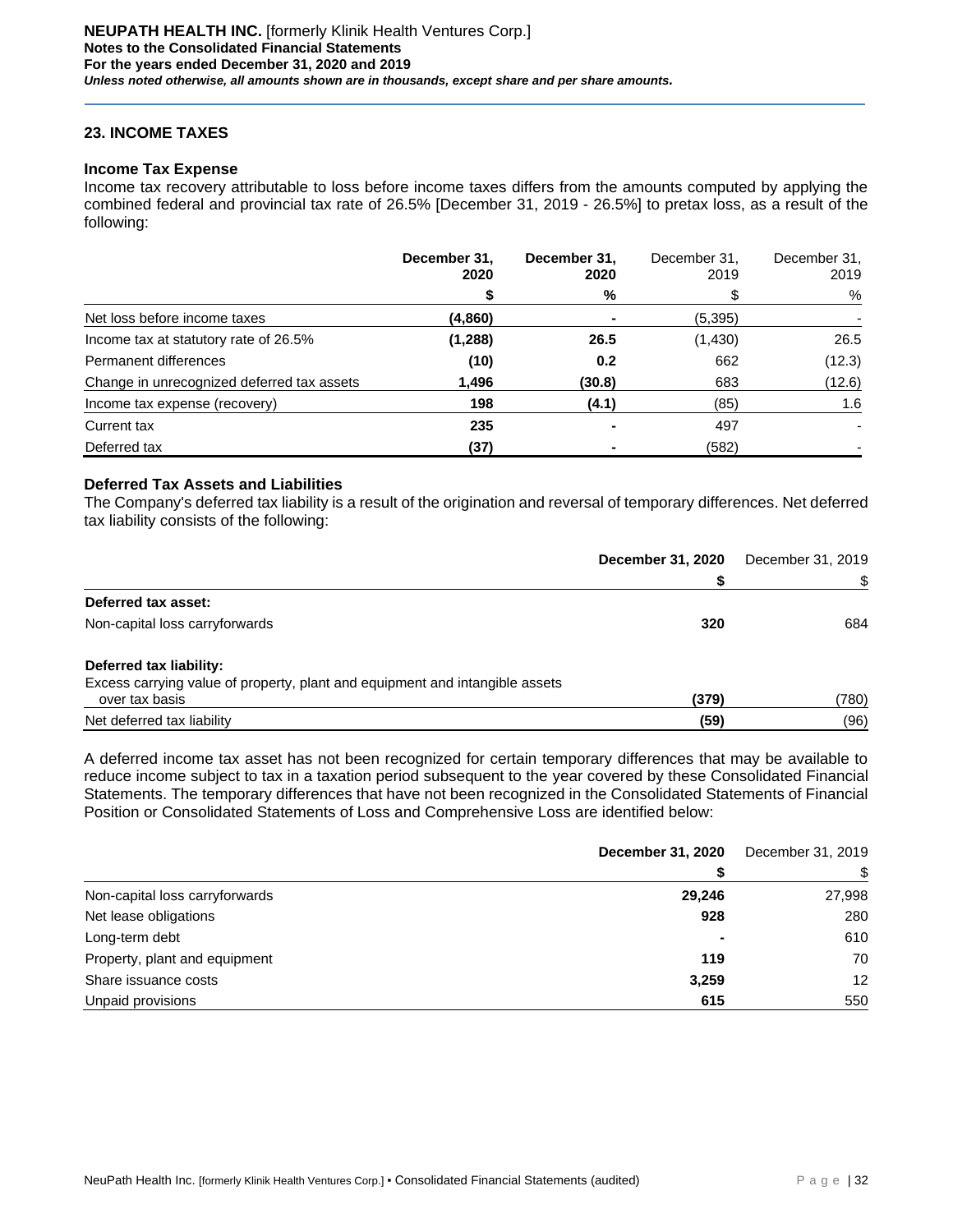## 23. INCOME TAXES

### Income Tax Expense

Income tax recovery attributable to loss before income taxes differs from the amounts computed by applying the combined federal and provincial tax rate of 26.5% [December 31, 2019 - 26.5%] to pretax loss, as a result of the following:

| | **December 31, 2020** | **December 31, 2020** | December 31, 2019 | December 31, 2019 |
|---|---|---|---|---|
| | **$** | **%** | $ | % |
| Net loss before income taxes | **(4,860)** | **-** | (5,395) | - |
| Income tax at statutory rate of 26.5% | **(1,288)** | **26.5** | (1,430) | 26.5 |
| Permanent differences | **(10)** | **0.2** | 662 | (12.3) |
| Change in unrecognized deferred tax assets | **1,496** | **(30.8)** | 683 | (12.6) |
| Income tax expense (recovery) | **198** | **(4.1)** | (85) | 1.6 |
| Current tax | **235** | **-** | 497 | - |
| Deferred tax | **(37)** | **-** | (582) | - |

### Deferred Tax Assets and Liabilities

The Company's deferred tax liability is a result of the origination and reversal of temporary differences. Net deferred tax liability consists of the following:

| | **December 31, 2020** | December 31, 2019 |
|---|---|---|
| | **$** | $ |
| **Deferred tax asset:** | | |
| Non-capital loss carryforwards | **320** | 684 |
| **Deferred tax liability:** | | |
| Excess carrying value of property, plant and equipment and intangible assets over tax basis | **(379)** | (780) |
| Net deferred tax liability | **(59)** | (96) |

A deferred income tax asset has not been recognized for certain temporary differences that may be available to reduce income subject to tax in a taxation period subsequent to the year covered by these Consolidated Financial Statements. The temporary differences that have not been recognized in the Consolidated Statements of Financial Position or Consolidated Statements of Loss and Comprehensive Loss are identified below:

| | **December 31, 2020** | December 31, 2019 |
|---|---|---|
| | **$** | $ |
| Non-capital loss carryforwards | **29,246** | 27,998 |
| Net lease obligations | **928** | 280 |
| Long-term debt | **-** | 610 |
| Property, plant and equipment | **119** | 70 |
| Share issuance costs | **3,259** | 12 |
| Unpaid provisions | **615** | 550 |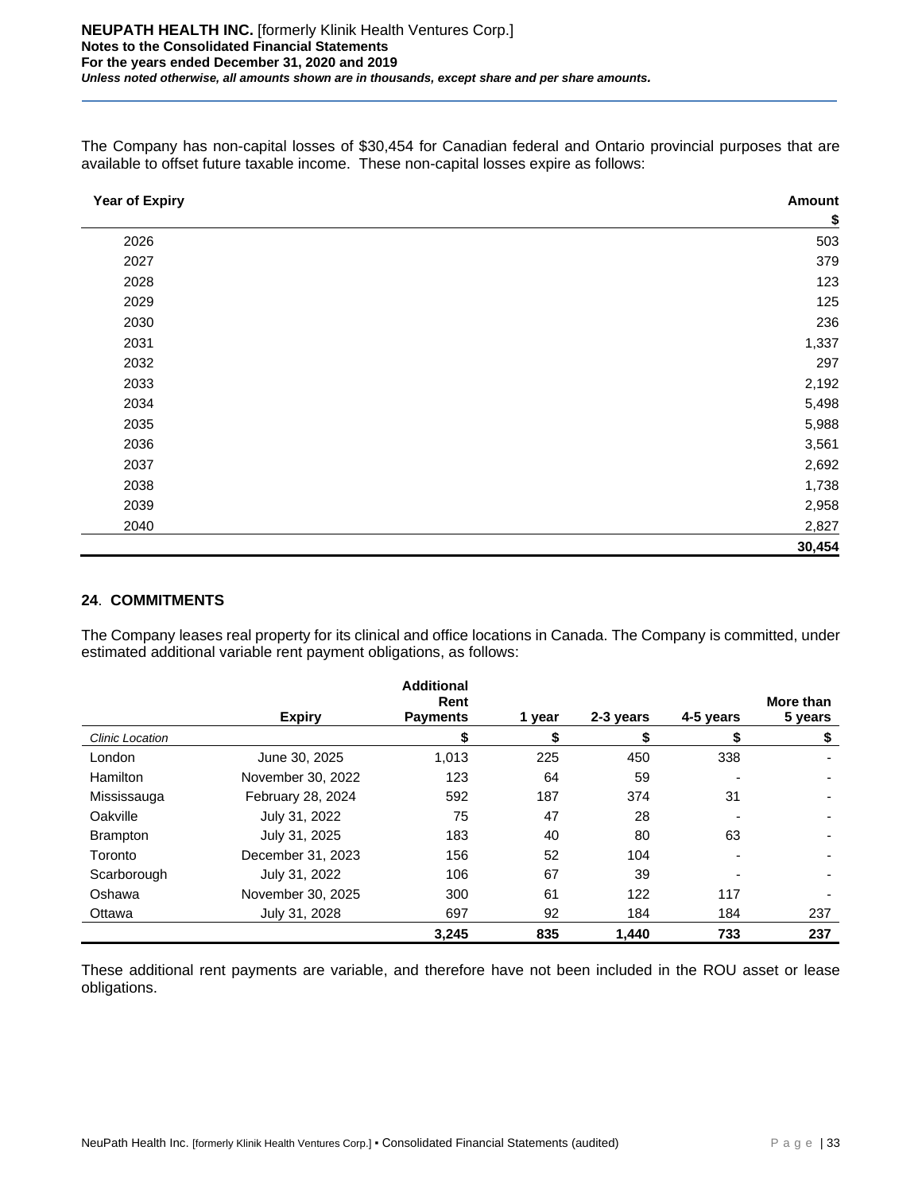The Company has non-capital losses of $30,454 for Canadian federal and Ontario provincial purposes that are available to offset future taxable income. These non-capital losses expire as follows:

| Year of Expiry | Amount |
|---|---|
| | $ |
| 2026 | 503 |
| 2027 | 379 |
| 2028 | 123 |
| 2029 | 125 |
| 2030 | 236 |
| 2031 | 1,337 |
| 2032 | 297 |
| 2033 | 2,192 |
| 2034 | 5,498 |
| 2035 | 5,988 |
| 2036 | 3,561 |
| 2037 | 2,692 |
| 2038 | 1,738 |
| 2039 | 2,958 |
| 2040 | 2,827 |
| | **30,454** |

## 24. COMMITMENTS

The Company leases real property for its clinical and office locations in Canada. The Company is committed, under estimated additional variable rent payment obligations, as follows:

| | Expiry | Additional Rent Payments | 1 year | 2-3 years | 4-5 years | More than 5 years |
|---|---|---|---|---|---|---|
| *Clinic Location* | | $ | $ | $ | $ | $ |
| London | June 30, 2025 | 1,013 | 225 | 450 | 338 | - |
| Hamilton | November 30, 2022 | 123 | 64 | 59 | - | - |
| Mississauga | February 28, 2024 | 592 | 187 | 374 | 31 | - |
| Oakville | July 31, 2022 | 75 | 47 | 28 | - | - |
| Brampton | July 31, 2025 | 183 | 40 | 80 | 63 | - |
| Toronto | December 31, 2023 | 156 | 52 | 104 | - | - |
| Scarborough | July 31, 2022 | 106 | 67 | 39 | - | - |
| Oshawa | November 30, 2025 | 300 | 61 | 122 | 117 | - |
| Ottawa | July 31, 2028 | 697 | 92 | 184 | 184 | 237 |
| | | **3,245** | **835** | **1,440** | **733** | **237** |

These additional rent payments are variable, and therefore have not been included in the ROU asset or lease obligations.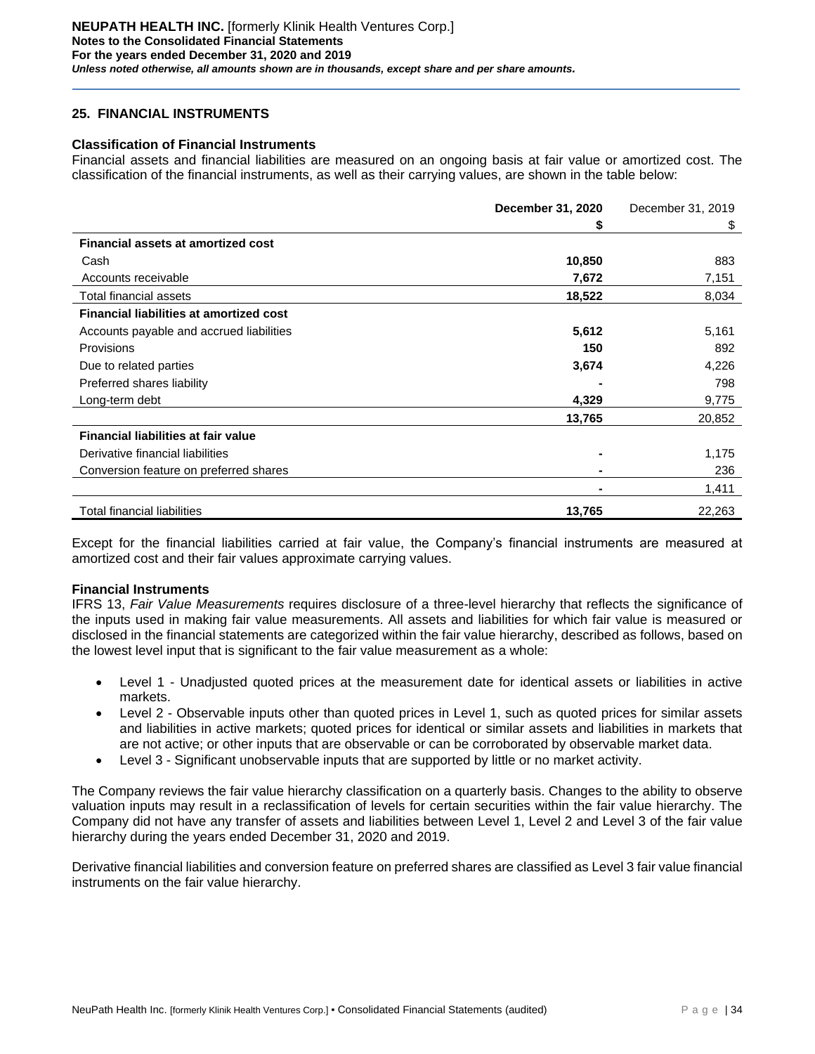## 25. FINANCIAL INSTRUMENTS

### Classification of Financial Instruments

Financial assets and financial liabilities are measured on an ongoing basis at fair value or amortized cost. The classification of the financial instruments, as well as their carrying values, are shown in the table below:

| | **December 31, 2020** | December 31, 2019 |
|---|---|---|
| | **$** | $ |
| **Financial assets at amortized cost** | | |
| Cash | **10,850** | 883 |
| Accounts receivable | **7,672** | 7,151 |
| Total financial assets | **18,522** | 8,034 |
| **Financial liabilities at amortized cost** | | |
| Accounts payable and accrued liabilities | **5,612** | 5,161 |
| Provisions | **150** | 892 |
| Due to related parties | **3,674** | 4,226 |
| Preferred shares liability | **-** | 798 |
| Long-term debt | **4,329** | 9,775 |
| | **13,765** | 20,852 |
| **Financial liabilities at fair value** | | |
| Derivative financial liabilities | **-** | 1,175 |
| Conversion feature on preferred shares | **-** | 236 |
| | **-** | 1,411 |
| Total financial liabilities | **13,765** | 22,263 |

Except for the financial liabilities carried at fair value, the Company's financial instruments are measured at amortized cost and their fair values approximate carrying values.

### Financial Instruments

IFRS 13, *Fair Value Measurements* requires disclosure of a three-level hierarchy that reflects the significance of the inputs used in making fair value measurements. All assets and liabilities for which fair value is measured or disclosed in the financial statements are categorized within the fair value hierarchy, described as follows, based on the lowest level input that is significant to the fair value measurement as a whole:

- Level 1 - Unadjusted quoted prices at the measurement date for identical assets or liabilities in active markets.
- Level 2 - Observable inputs other than quoted prices in Level 1, such as quoted prices for similar assets and liabilities in active markets; quoted prices for identical or similar assets and liabilities in markets that are not active; or other inputs that are observable or can be corroborated by observable market data.
- Level 3 - Significant unobservable inputs that are supported by little or no market activity.

The Company reviews the fair value hierarchy classification on a quarterly basis. Changes to the ability to observe valuation inputs may result in a reclassification of levels for certain securities within the fair value hierarchy. The Company did not have any transfer of assets and liabilities between Level 1, Level 2 and Level 3 of the fair value hierarchy during the years ended December 31, 2020 and 2019.

Derivative financial liabilities and conversion feature on preferred shares are classified as Level 3 fair value financial instruments on the fair value hierarchy.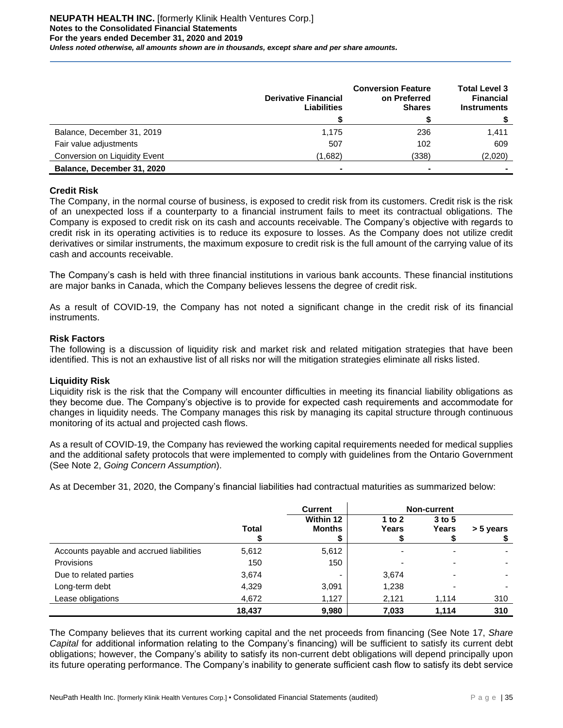| | Derivative Financial Liabilities | Conversion Feature on Preferred Shares | Total Level 3 Financial Instruments |
|---|---|---|---|
| | $ | $ | $ |
| Balance, December 31, 2019 | 1,175 | 236 | 1,411 |
| Fair value adjustments | 507 | 102 | 609 |
| Conversion on Liquidity Event | (1,682) | (338) | (2,020) |
| **Balance, December 31, 2020** | **-** | **-** | **-** |

### Credit Risk

The Company, in the normal course of business, is exposed to credit risk from its customers. Credit risk is the risk of an unexpected loss if a counterparty to a financial instrument fails to meet its contractual obligations. The Company is exposed to credit risk on its cash and accounts receivable. The Company's objective with regards to credit risk in its operating activities is to reduce its exposure to losses. As the Company does not utilize credit derivatives or similar instruments, the maximum exposure to credit risk is the full amount of the carrying value of its cash and accounts receivable.

The Company's cash is held with three financial institutions in various bank accounts. These financial institutions are major banks in Canada, which the Company believes lessens the degree of credit risk.

As a result of COVID-19, the Company has not noted a significant change in the credit risk of its financial instruments.

### Risk Factors

The following is a discussion of liquidity risk and market risk and related mitigation strategies that have been identified. This is not an exhaustive list of all risks nor will the mitigation strategies eliminate all risks listed.

### Liquidity Risk

Liquidity risk is the risk that the Company will encounter difficulties in meeting its financial liability obligations as they become due. The Company's objective is to provide for expected cash requirements and accommodate for changes in liquidity needs. The Company manages this risk by managing its capital structure through continuous monitoring of its actual and projected cash flows.

As a result of COVID-19, the Company has reviewed the working capital requirements needed for medical supplies and the additional safety protocols that were implemented to comply with guidelines from the Ontario Government (See Note 2, *Going Concern Assumption*).

As at December 31, 2020, the Company's financial liabilities had contractual maturities as summarized below:

| | | Current | Non-current | | |
|---|---|---|---|---|---|
| | Total | Within 12 Months | 1 to 2 Years | 3 to 5 Years | > 5 years |
| | $ | $ | $ | $ | $ |
| Accounts payable and accrued liabilities | 5,612 | 5,612 | - | - | - |
| Provisions | 150 | 150 | - | - | - |
| Due to related parties | 3,674 | - | 3,674 | - | - |
| Long-term debt | 4,329 | 3,091 | 1,238 | - | - |
| Lease obligations | 4,672 | 1,127 | 2,121 | 1,114 | 310 |
| | **18,437** | **9,980** | **7,033** | **1,114** | **310** |

The Company believes that its current working capital and the net proceeds from financing (See Note 17, *Share Capital* for additional information relating to the Company's financing) will be sufficient to satisfy its current debt obligations; however, the Company's ability to satisfy its non-current debt obligations will depend principally upon its future operating performance. The Company's inability to generate sufficient cash flow to satisfy its debt service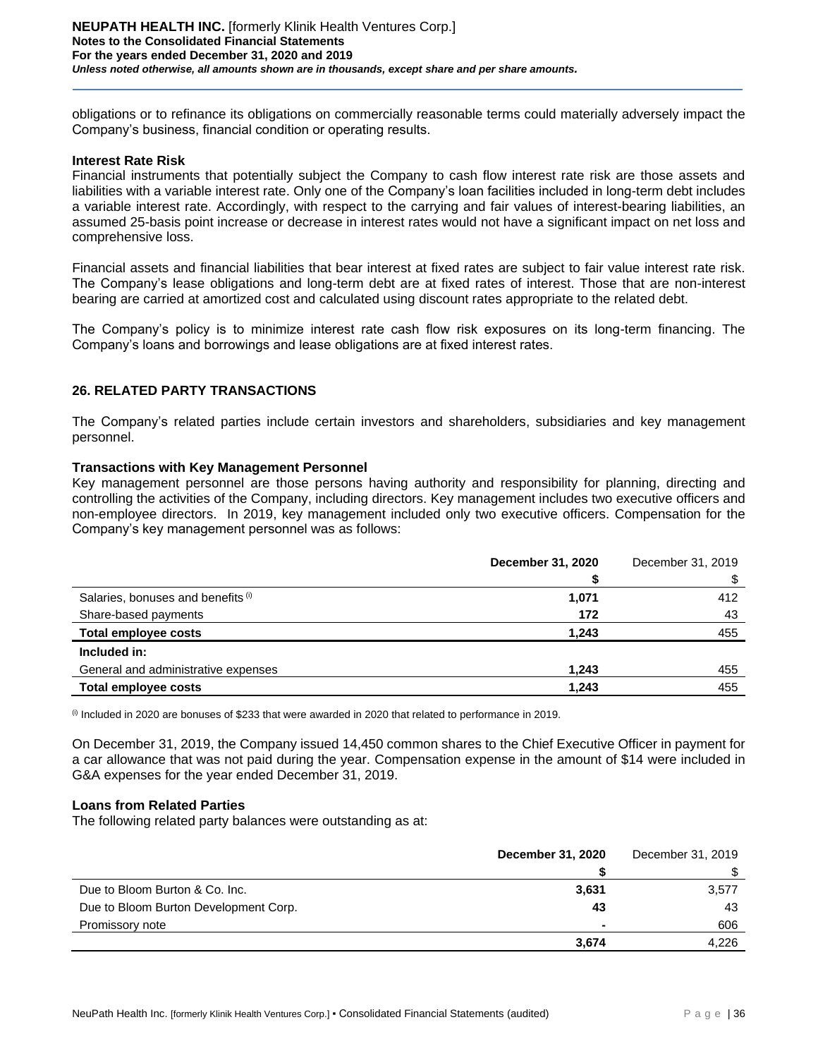obligations or to refinance its obligations on commercially reasonable terms could materially adversely impact the Company's business, financial condition or operating results.

**Interest Rate Risk**

Financial instruments that potentially subject the Company to cash flow interest rate risk are those assets and liabilities with a variable interest rate. Only one of the Company's loan facilities included in long-term debt includes a variable interest rate. Accordingly, with respect to the carrying and fair values of interest-bearing liabilities, an assumed 25-basis point increase or decrease in interest rates would not have a significant impact on net loss and comprehensive loss.

Financial assets and financial liabilities that bear interest at fixed rates are subject to fair value interest rate risk. The Company's lease obligations and long-term debt are at fixed rates of interest. Those that are non-interest bearing are carried at amortized cost and calculated using discount rates appropriate to the related debt.

The Company's policy is to minimize interest rate cash flow risk exposures on its long-term financing. The Company's loans and borrowings and lease obligations are at fixed interest rates.

## 26. RELATED PARTY TRANSACTIONS

The Company's related parties include certain investors and shareholders, subsidiaries and key management personnel.

**Transactions with Key Management Personnel**

Key management personnel are those persons having authority and responsibility for planning, directing and controlling the activities of the Company, including directors. Key management includes two executive officers and non-employee directors. In 2019, key management included only two executive officers. Compensation for the Company's key management personnel was as follows:

| | **December 31, 2020** | December 31, 2019 |
|---|---|---|
| | **$** | $ |
| Salaries, bonuses and benefits [i] | **1,071** | 412 |
| Share-based payments | **172** | 43 |
| **Total employee costs** | **1,243** | 455 |
| **Included in:** | | |
| General and administrative expenses | **1,243** | 455 |
| **Total employee costs** | **1,243** | 455 |

[i] Included in 2020 are bonuses of $233 that were awarded in 2020 that related to performance in 2019.

On December 31, 2019, the Company issued 14,450 common shares to the Chief Executive Officer in payment for a car allowance that was not paid during the year. Compensation expense in the amount of $14 were included in G&A expenses for the year ended December 31, 2019.

**Loans from Related Parties**

The following related party balances were outstanding as at:

| | **December 31, 2020** | December 31, 2019 |
|---|---|---|
| | **$** | $ |
| Due to Bloom Burton & Co. Inc. | **3,631** | 3,577 |
| Due to Bloom Burton Development Corp. | **43** | 43 |
| Promissory note | **-** | 606 |
| | **3,674** | 4,226 |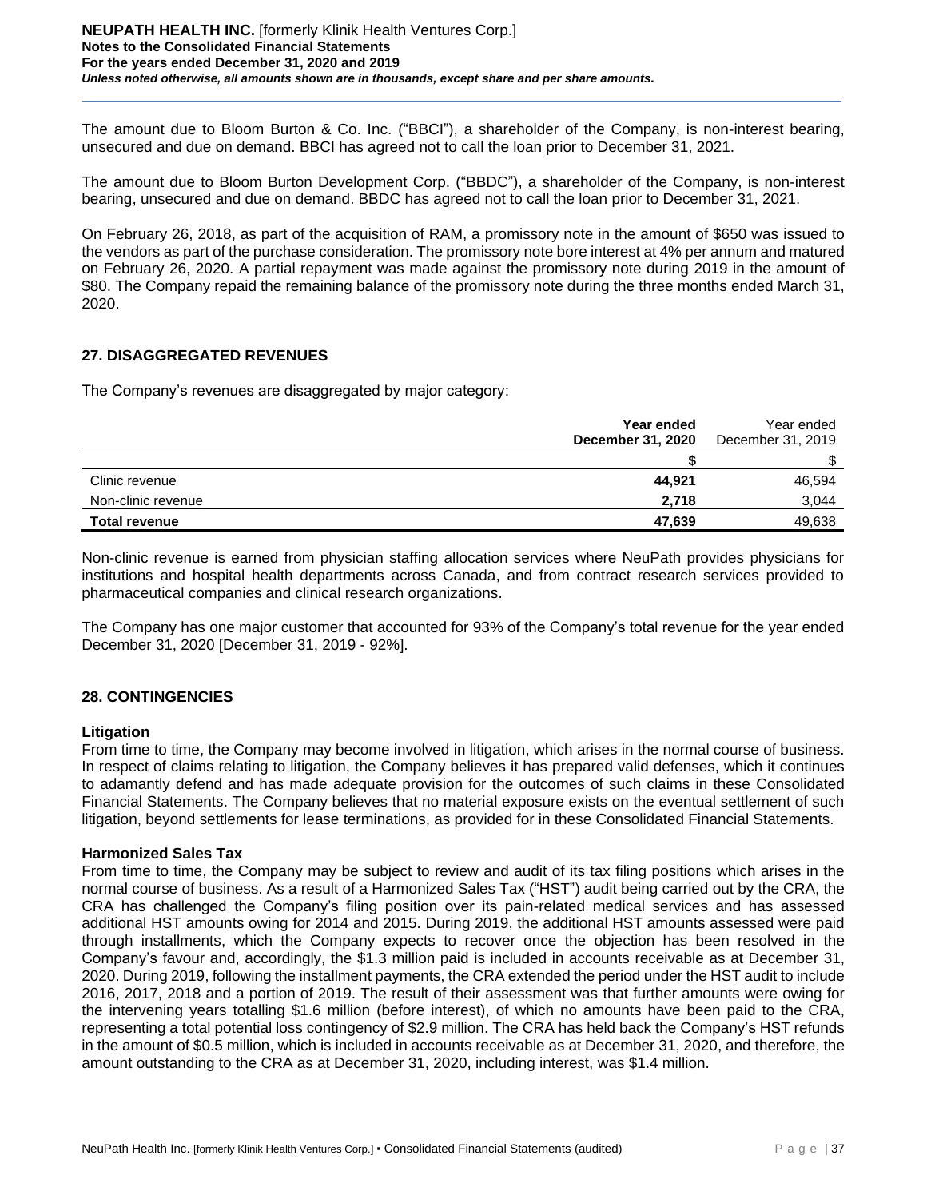The amount due to Bloom Burton & Co. Inc. ("BBCI"), a shareholder of the Company, is non-interest bearing, unsecured and due on demand. BBCI has agreed not to call the loan prior to December 31, 2021.

The amount due to Bloom Burton Development Corp. ("BBDC"), a shareholder of the Company, is non-interest bearing, unsecured and due on demand. BBDC has agreed not to call the loan prior to December 31, 2021.

On February 26, 2018, as part of the acquisition of RAM, a promissory note in the amount of $650 was issued to the vendors as part of the purchase consideration. The promissory note bore interest at 4% per annum and matured on February 26, 2020. A partial repayment was made against the promissory note during 2019 in the amount of $80. The Company repaid the remaining balance of the promissory note during the three months ended March 31, 2020.

## 27. DISAGGREGATED REVENUES

The Company's revenues are disaggregated by major category:

| | **Year ended December 31, 2020** | Year ended December 31, 2019 |
|---|---|---|
| | **$** | $ |
| Clinic revenue | **44,921** | 46,594 |
| Non-clinic revenue | **2,718** | 3,044 |
| **Total revenue** | **47,639** | 49,638 |

Non-clinic revenue is earned from physician staffing allocation services where NeuPath provides physicians for institutions and hospital health departments across Canada, and from contract research services provided to pharmaceutical companies and clinical research organizations.

The Company has one major customer that accounted for 93% of the Company's total revenue for the year ended December 31, 2020 [December 31, 2019 - 92%].

## 28. CONTINGENCIES

### Litigation

From time to time, the Company may become involved in litigation, which arises in the normal course of business. In respect of claims relating to litigation, the Company believes it has prepared valid defenses, which it continues to adamantly defend and has made adequate provision for the outcomes of such claims in these Consolidated Financial Statements. The Company believes that no material exposure exists on the eventual settlement of such litigation, beyond settlements for lease terminations, as provided for in these Consolidated Financial Statements.

### Harmonized Sales Tax

From time to time, the Company may be subject to review and audit of its tax filing positions which arises in the normal course of business. As a result of a Harmonized Sales Tax ("HST") audit being carried out by the CRA, the CRA has challenged the Company's filing position over its pain-related medical services and has assessed additional HST amounts owing for 2014 and 2015. During 2019, the additional HST amounts assessed were paid through installments, which the Company expects to recover once the objection has been resolved in the Company's favour and, accordingly, the $1.3 million paid is included in accounts receivable as at December 31, 2020. During 2019, following the installment payments, the CRA extended the period under the HST audit to include 2016, 2017, 2018 and a portion of 2019. The result of their assessment was that further amounts were owing for the intervening years totalling $1.6 million (before interest), of which no amounts have been paid to the CRA, representing a total potential loss contingency of $2.9 million. The CRA has held back the Company's HST refunds in the amount of $0.5 million, which is included in accounts receivable as at December 31, 2020, and therefore, the amount outstanding to the CRA as at December 31, 2020, including interest, was $1.4 million.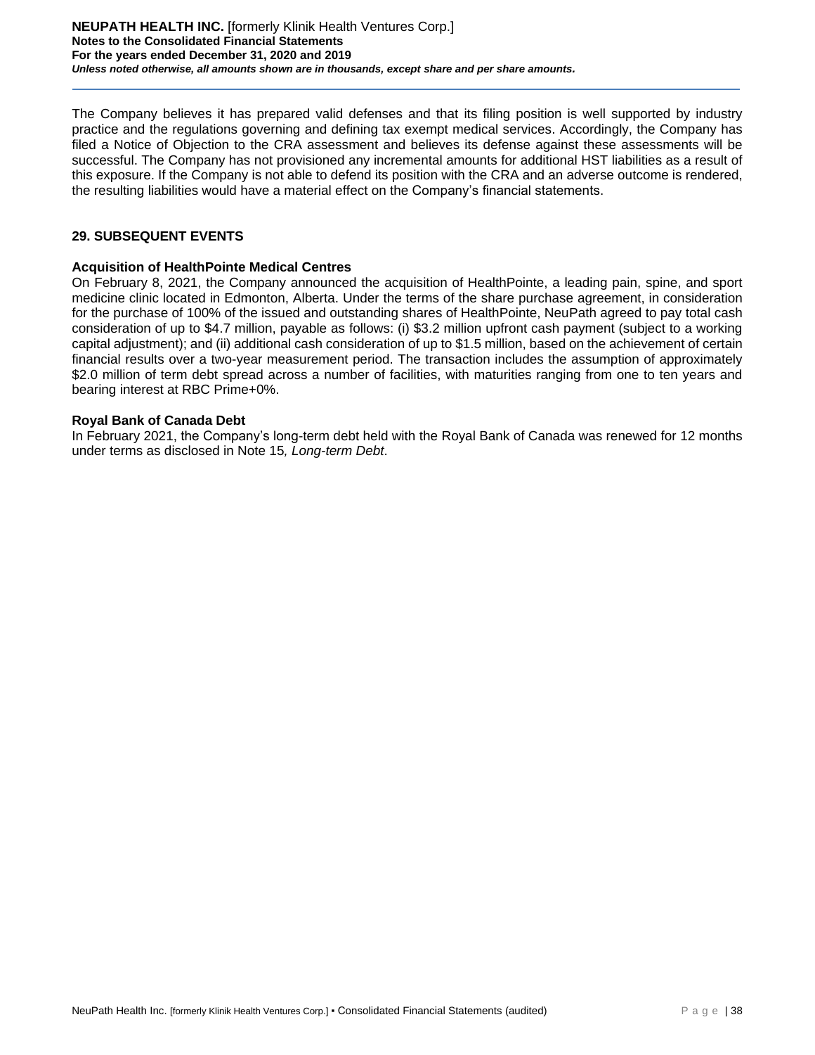The Company believes it has prepared valid defenses and that its filing position is well supported by industry practice and the regulations governing and defining tax exempt medical services. Accordingly, the Company has filed a Notice of Objection to the CRA assessment and believes its defense against these assessments will be successful. The Company has not provisioned any incremental amounts for additional HST liabilities as a result of this exposure. If the Company is not able to defend its position with the CRA and an adverse outcome is rendered, the resulting liabilities would have a material effect on the Company's financial statements.

## 29. SUBSEQUENT EVENTS

### Acquisition of HealthPointe Medical Centres

On February 8, 2021, the Company announced the acquisition of HealthPointe, a leading pain, spine, and sport medicine clinic located in Edmonton, Alberta. Under the terms of the share purchase agreement, in consideration for the purchase of 100% of the issued and outstanding shares of HealthPointe, NeuPath agreed to pay total cash consideration of up to $4.7 million, payable as follows: (i) $3.2 million upfront cash payment (subject to a working capital adjustment); and (ii) additional cash consideration of up to $1.5 million, based on the achievement of certain financial results over a two-year measurement period. The transaction includes the assumption of approximately $2.0 million of term debt spread across a number of facilities, with maturities ranging from one to ten years and bearing interest at RBC Prime+0%.

### Royal Bank of Canada Debt

In February 2021, the Company's long-term debt held with the Royal Bank of Canada was renewed for 12 months under terms as disclosed in Note 15*, Long-term Debt*.